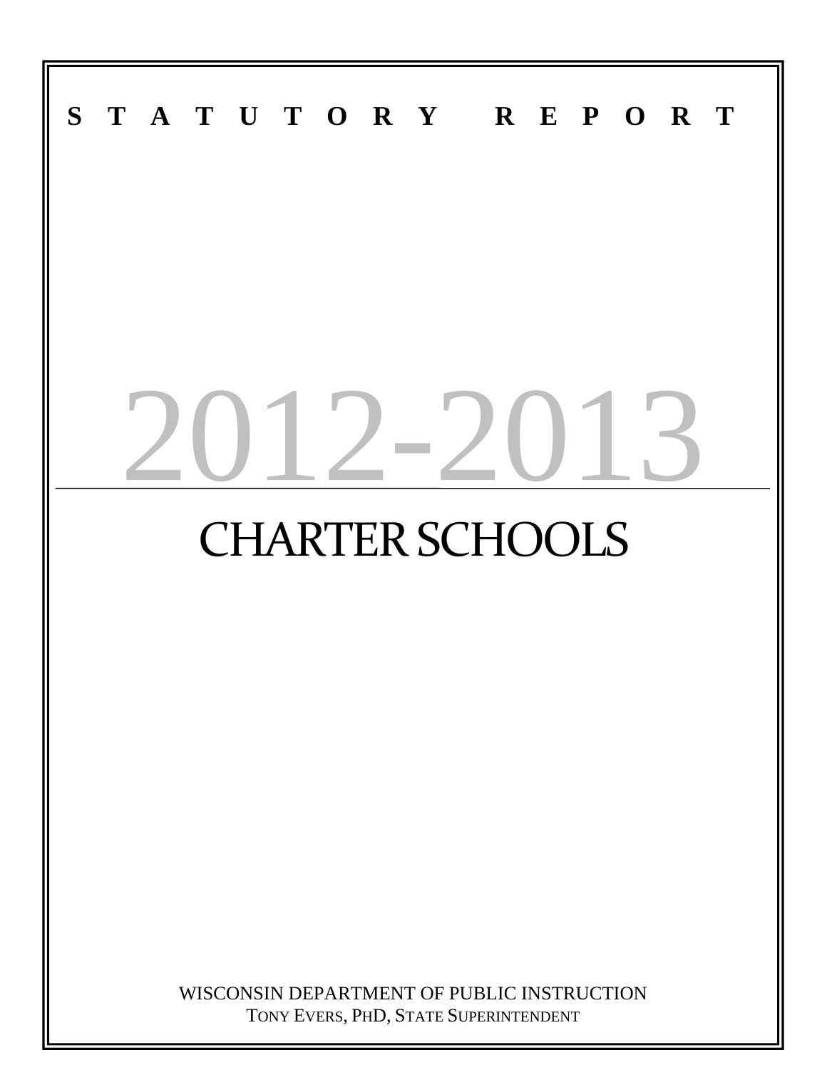**STATUTORY REPORT**

# 2012-2013

# CHARTER SCHOOLS

WISCONSIN DEPARTMENT OF PUBLIC INSTRUCTION
TONY EVERS, PHD, STATE SUPERINTENDENT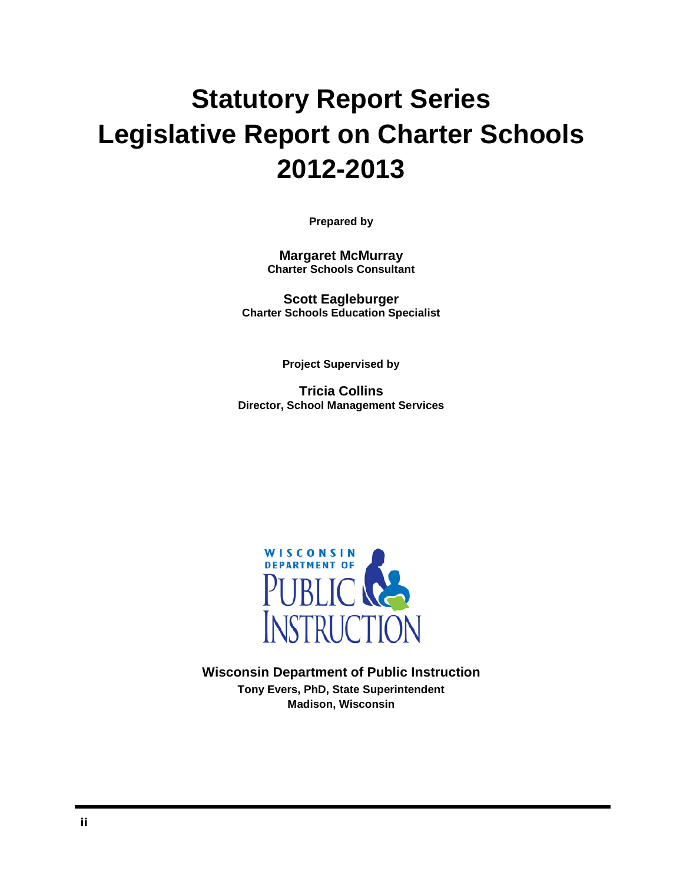# Statutory Report Series
# Legislative Report on Charter Schools
# 2012-2013

**Prepared by**

**Margaret McMurray**
**Charter Schools Consultant**

**Scott Eagleburger**
**Charter Schools Education Specialist**

**Project Supervised by**

**Tricia Collins**
**Director, School Management Services**

**Wisconsin Department of Public Instruction**
**Tony Evers, PhD, State Superintendent**
**Madison, Wisconsin**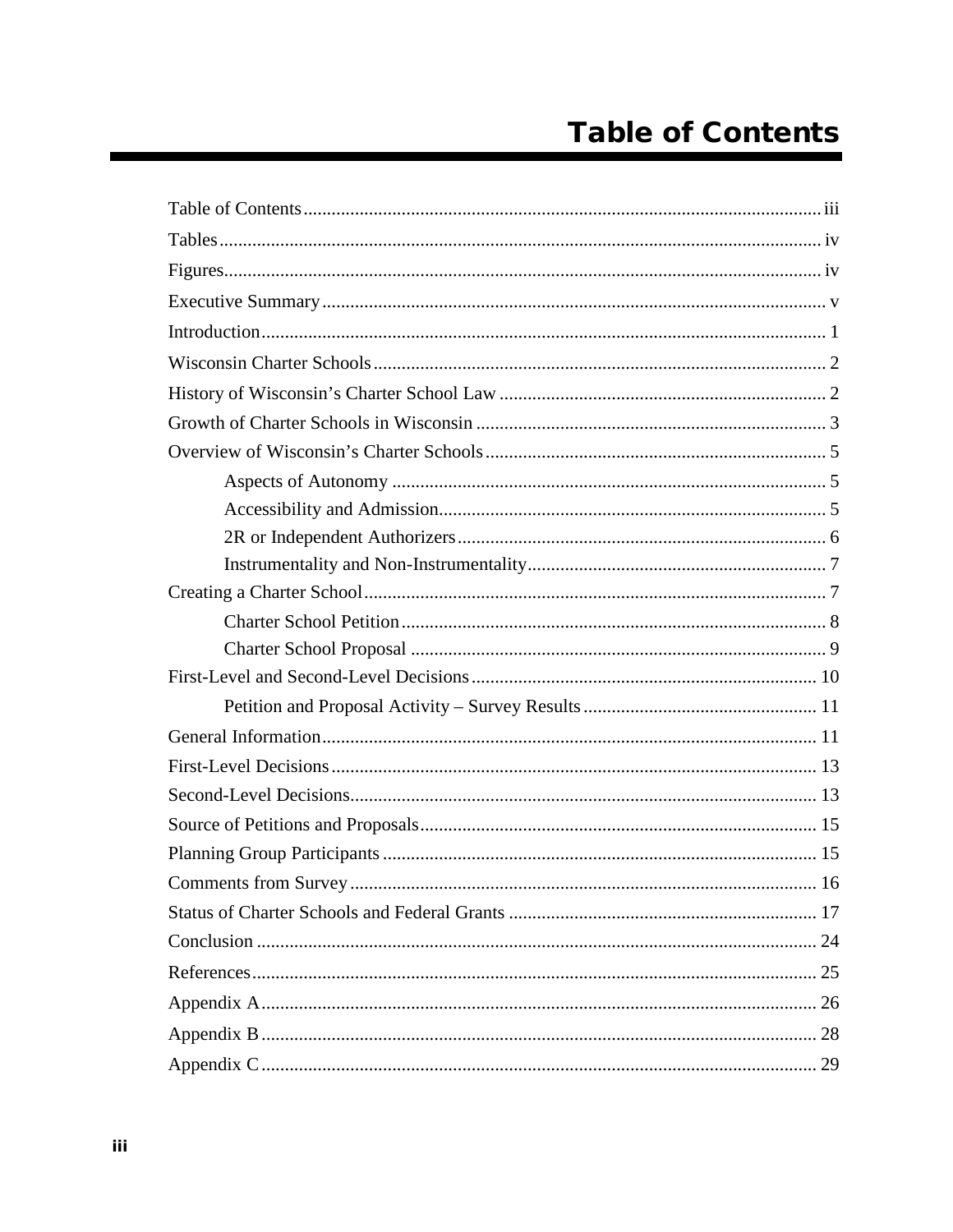# Table of Contents

Table of Contents .......... iii

Tables .......... iv

Figures .......... iv

Executive Summary .......... v

Introduction .......... 1

Wisconsin Charter Schools .......... 2

History of Wisconsin's Charter School Law .......... 2

Growth of Charter Schools in Wisconsin .......... 3

Overview of Wisconsin's Charter Schools .......... 5

- Aspects of Autonomy .......... 5
- Accessibility and Admission .......... 5
- 2R or Independent Authorizers .......... 6
- Instrumentality and Non-Instrumentality .......... 7

Creating a Charter School .......... 7

- Charter School Petition .......... 8
- Charter School Proposal .......... 9

First-Level and Second-Level Decisions .......... 10

- Petition and Proposal Activity – Survey Results .......... 11

General Information .......... 11

First-Level Decisions .......... 13

Second-Level Decisions .......... 13

Source of Petitions and Proposals .......... 15

Planning Group Participants .......... 15

Comments from Survey .......... 16

Status of Charter Schools and Federal Grants .......... 17

Conclusion .......... 24

References .......... 25

Appendix A .......... 26

Appendix B .......... 28

Appendix C .......... 29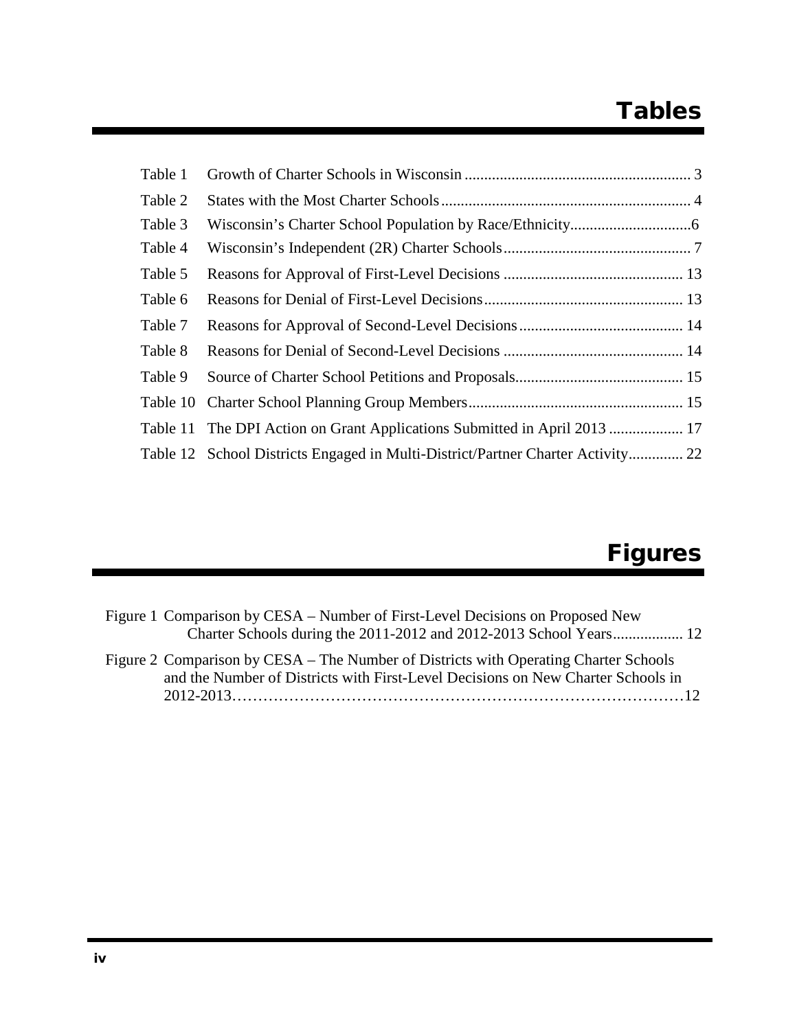# Tables

| | | |
|---|---|---|
| Table 1 | Growth of Charter Schools in Wisconsin | 3 |
| Table 2 | States with the Most Charter Schools | 4 |
| Table 3 | Wisconsin's Charter School Population by Race/Ethnicity | 6 |
| Table 4 | Wisconsin's Independent (2R) Charter Schools | 7 |
| Table 5 | Reasons for Approval of First-Level Decisions | 13 |
| Table 6 | Reasons for Denial of First-Level Decisions | 13 |
| Table 7 | Reasons for Approval of Second-Level Decisions | 14 |
| Table 8 | Reasons for Denial of Second-Level Decisions | 14 |
| Table 9 | Source of Charter School Petitions and Proposals | 15 |
| Table 10 | Charter School Planning Group Members | 15 |
| Table 11 | The DPI Action on Grant Applications Submitted in April 2013 | 17 |
| Table 12 | School Districts Engaged in Multi-District/Partner Charter Activity | 22 |

# Figures

| | | |
|---|---|---|
| Figure 1 | Comparison by CESA – Number of First-Level Decisions on Proposed New Charter Schools during the 2011-2012 and 2012-2013 School Years | 12 |
| Figure 2 | Comparison by CESA – The Number of Districts with Operating Charter Schools and the Number of Districts with First-Level Decisions on New Charter Schools in 2012-2013 | 12 |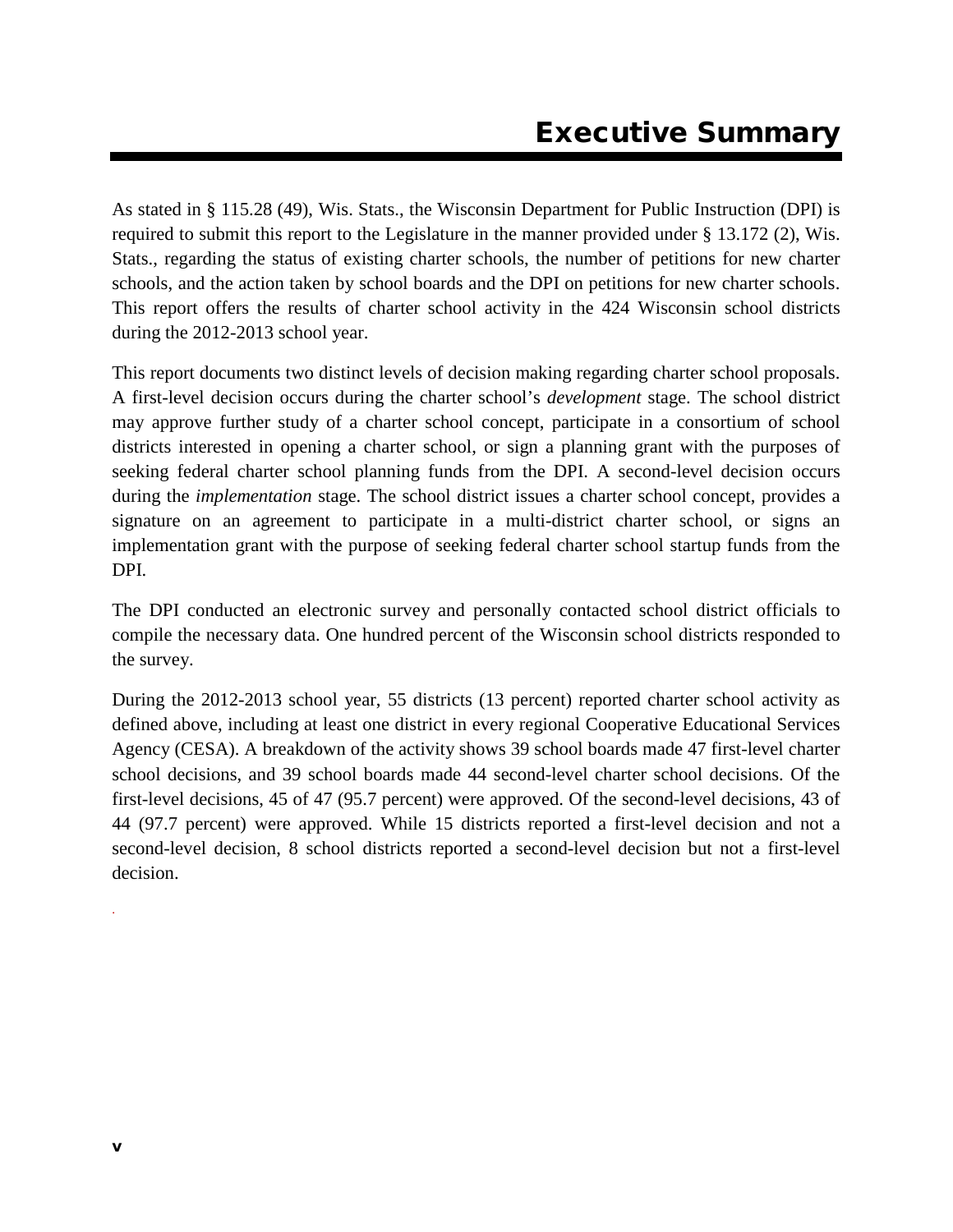# Executive Summary

As stated in § 115.28 (49), Wis. Stats., the Wisconsin Department for Public Instruction (DPI) is required to submit this report to the Legislature in the manner provided under § 13.172 (2), Wis. Stats., regarding the status of existing charter schools, the number of petitions for new charter schools, and the action taken by school boards and the DPI on petitions for new charter schools. This report offers the results of charter school activity in the 424 Wisconsin school districts during the 2012-2013 school year.

This report documents two distinct levels of decision making regarding charter school proposals. A first-level decision occurs during the charter school's *development* stage. The school district may approve further study of a charter school concept, participate in a consortium of school districts interested in opening a charter school, or sign a planning grant with the purposes of seeking federal charter school planning funds from the DPI. A second-level decision occurs during the *implementation* stage. The school district issues a charter school concept, provides a signature on an agreement to participate in a multi-district charter school, or signs an implementation grant with the purpose of seeking federal charter school startup funds from the DPI.

The DPI conducted an electronic survey and personally contacted school district officials to compile the necessary data. One hundred percent of the Wisconsin school districts responded to the survey.

During the 2012-2013 school year, 55 districts (13 percent) reported charter school activity as defined above, including at least one district in every regional Cooperative Educational Services Agency (CESA). A breakdown of the activity shows 39 school boards made 47 first-level charter school decisions, and 39 school boards made 44 second-level charter school decisions. Of the first-level decisions, 45 of 47 (95.7 percent) were approved. Of the second-level decisions, 43 of 44 (97.7 percent) were approved. While 15 districts reported a first-level decision and not a second-level decision, 8 school districts reported a second-level decision but not a first-level decision.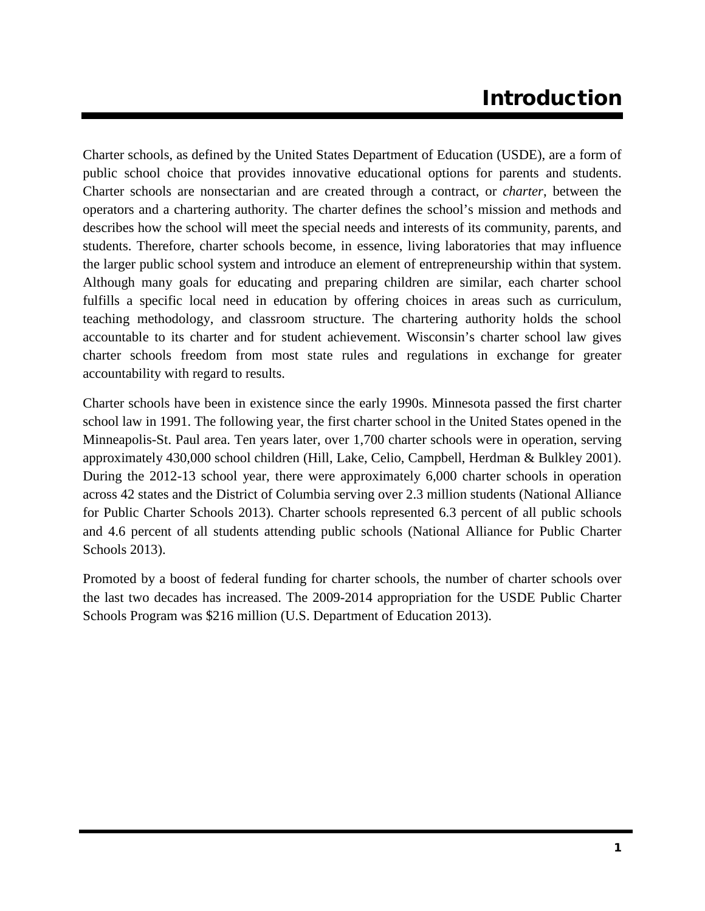# Introduction

Charter schools, as defined by the United States Department of Education (USDE), are a form of public school choice that provides innovative educational options for parents and students. Charter schools are nonsectarian and are created through a contract, or *charter*, between the operators and a chartering authority. The charter defines the school's mission and methods and describes how the school will meet the special needs and interests of its community, parents, and students. Therefore, charter schools become, in essence, living laboratories that may influence the larger public school system and introduce an element of entrepreneurship within that system. Although many goals for educating and preparing children are similar, each charter school fulfills a specific local need in education by offering choices in areas such as curriculum, teaching methodology, and classroom structure. The chartering authority holds the school accountable to its charter and for student achievement. Wisconsin's charter school law gives charter schools freedom from most state rules and regulations in exchange for greater accountability with regard to results.

Charter schools have been in existence since the early 1990s. Minnesota passed the first charter school law in 1991. The following year, the first charter school in the United States opened in the Minneapolis-St. Paul area. Ten years later, over 1,700 charter schools were in operation, serving approximately 430,000 school children (Hill, Lake, Celio, Campbell, Herdman & Bulkley 2001). During the 2012-13 school year, there were approximately 6,000 charter schools in operation across 42 states and the District of Columbia serving over 2.3 million students (National Alliance for Public Charter Schools 2013). Charter schools represented 6.3 percent of all public schools and 4.6 percent of all students attending public schools (National Alliance for Public Charter Schools 2013).

Promoted by a boost of federal funding for charter schools, the number of charter schools over the last two decades has increased. The 2009-2014 appropriation for the USDE Public Charter Schools Program was $216 million (U.S. Department of Education 2013).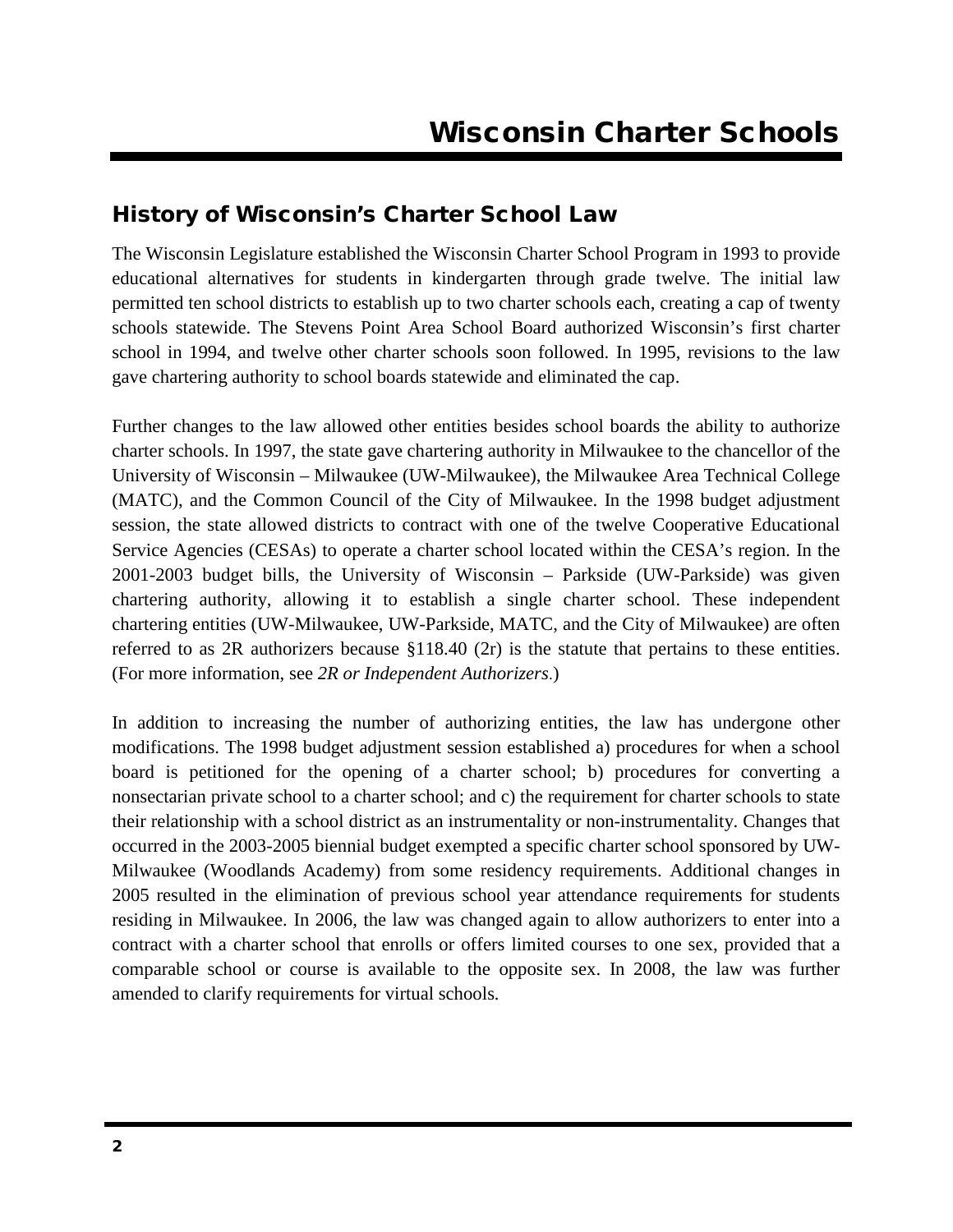# Wisconsin Charter Schools

## History of Wisconsin's Charter School Law

The Wisconsin Legislature established the Wisconsin Charter School Program in 1993 to provide educational alternatives for students in kindergarten through grade twelve. The initial law permitted ten school districts to establish up to two charter schools each, creating a cap of twenty schools statewide. The Stevens Point Area School Board authorized Wisconsin's first charter school in 1994, and twelve other charter schools soon followed. In 1995, revisions to the law gave chartering authority to school boards statewide and eliminated the cap.

Further changes to the law allowed other entities besides school boards the ability to authorize charter schools. In 1997, the state gave chartering authority in Milwaukee to the chancellor of the University of Wisconsin – Milwaukee (UW-Milwaukee), the Milwaukee Area Technical College (MATC), and the Common Council of the City of Milwaukee. In the 1998 budget adjustment session, the state allowed districts to contract with one of the twelve Cooperative Educational Service Agencies (CESAs) to operate a charter school located within the CESA's region. In the 2001-2003 budget bills, the University of Wisconsin – Parkside (UW-Parkside) was given chartering authority, allowing it to establish a single charter school. These independent chartering entities (UW-Milwaukee, UW-Parkside, MATC, and the City of Milwaukee) are often referred to as 2R authorizers because §118.40 (2r) is the statute that pertains to these entities. (For more information, see *2R or Independent Authorizers*.)

In addition to increasing the number of authorizing entities, the law has undergone other modifications. The 1998 budget adjustment session established a) procedures for when a school board is petitioned for the opening of a charter school; b) procedures for converting a nonsectarian private school to a charter school; and c) the requirement for charter schools to state their relationship with a school district as an instrumentality or non-instrumentality. Changes that occurred in the 2003-2005 biennial budget exempted a specific charter school sponsored by UW-Milwaukee (Woodlands Academy) from some residency requirements. Additional changes in 2005 resulted in the elimination of previous school year attendance requirements for students residing in Milwaukee. In 2006, the law was changed again to allow authorizers to enter into a contract with a charter school that enrolls or offers limited courses to one sex, provided that a comparable school or course is available to the opposite sex. In 2008, the law was further amended to clarify requirements for virtual schools.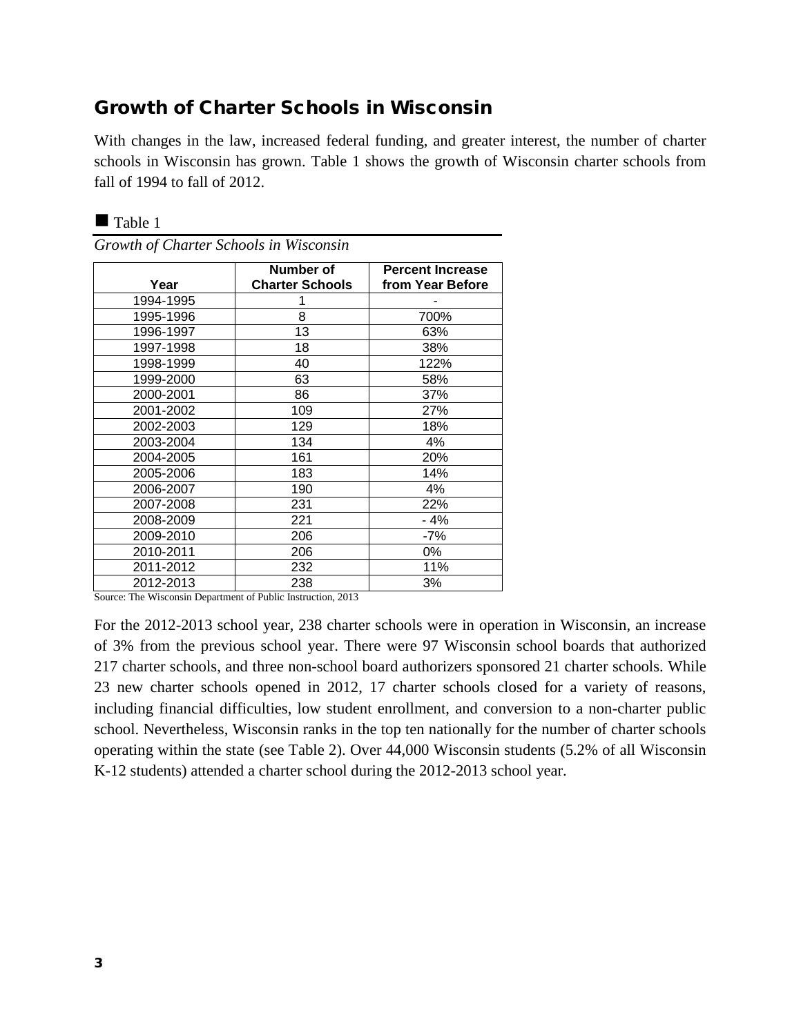## Growth of Charter Schools in Wisconsin

With changes in the law, increased federal funding, and greater interest, the number of charter schools in Wisconsin has grown. Table 1 shows the growth of Wisconsin charter schools from fall of 1994 to fall of 2012.

■ Table 1

*Growth of Charter Schools in Wisconsin*

| Year | Number of Charter Schools | Percent Increase from Year Before |
|---|---|---|
| 1994-1995 | 1 | - |
| 1995-1996 | 8 | 700% |
| 1996-1997 | 13 | 63% |
| 1997-1998 | 18 | 38% |
| 1998-1999 | 40 | 122% |
| 1999-2000 | 63 | 58% |
| 2000-2001 | 86 | 37% |
| 2001-2002 | 109 | 27% |
| 2002-2003 | 129 | 18% |
| 2003-2004 | 134 | 4% |
| 2004-2005 | 161 | 20% |
| 2005-2006 | 183 | 14% |
| 2006-2007 | 190 | 4% |
| 2007-2008 | 231 | 22% |
| 2008-2009 | 221 | - 4% |
| 2009-2010 | 206 | -7% |
| 2010-2011 | 206 | 0% |
| 2011-2012 | 232 | 11% |
| 2012-2013 | 238 | 3% |

Source: The Wisconsin Department of Public Instruction, 2013

For the 2012-2013 school year, 238 charter schools were in operation in Wisconsin, an increase of 3% from the previous school year. There were 97 Wisconsin school boards that authorized 217 charter schools, and three non-school board authorizers sponsored 21 charter schools. While 23 new charter schools opened in 2012, 17 charter schools closed for a variety of reasons, including financial difficulties, low student enrollment, and conversion to a non-charter public school. Nevertheless, Wisconsin ranks in the top ten nationally for the number of charter schools operating within the state (see Table 2). Over 44,000 Wisconsin students (5.2% of all Wisconsin K-12 students) attended a charter school during the 2012-2013 school year.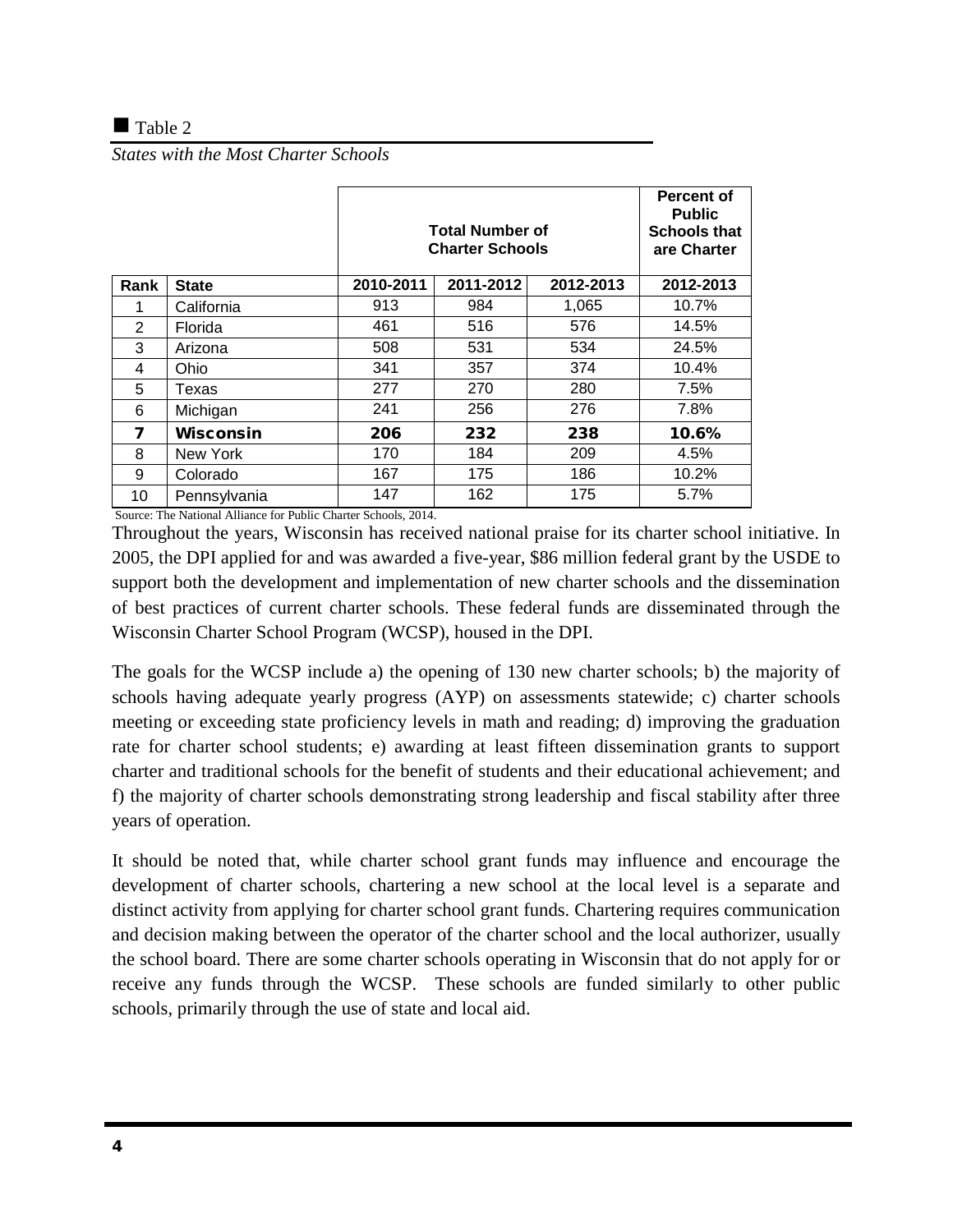■ Table 2

*States with the Most Charter Schools*

| | | Total Number of Charter Schools | | | Percent of Public Schools that are Charter |
|---|---|---|---|---|---|
| **Rank** | **State** | **2010-2011** | **2011-2012** | **2012-2013** | **2012-2013** |
| 1 | California | 913 | 984 | 1,065 | 10.7% |
| 2 | Florida | 461 | 516 | 576 | 14.5% |
| 3 | Arizona | 508 | 531 | 534 | 24.5% |
| 4 | Ohio | 341 | 357 | 374 | 10.4% |
| 5 | Texas | 277 | 270 | 280 | 7.5% |
| 6 | Michigan | 241 | 256 | 276 | 7.8% |
| **7** | **Wisconsin** | **206** | **232** | **238** | **10.6%** |
| 8 | New York | 170 | 184 | 209 | 4.5% |
| 9 | Colorado | 167 | 175 | 186 | 10.2% |
| 10 | Pennsylvania | 147 | 162 | 175 | 5.7% |

Source: The National Alliance for Public Charter Schools, 2014.

Throughout the years, Wisconsin has received national praise for its charter school initiative. In 2005, the DPI applied for and was awarded a five-year, $86 million federal grant by the USDE to support both the development and implementation of new charter schools and the dissemination of best practices of current charter schools. These federal funds are disseminated through the Wisconsin Charter School Program (WCSP), housed in the DPI.

The goals for the WCSP include a) the opening of 130 new charter schools; b) the majority of schools having adequate yearly progress (AYP) on assessments statewide; c) charter schools meeting or exceeding state proficiency levels in math and reading; d) improving the graduation rate for charter school students; e) awarding at least fifteen dissemination grants to support charter and traditional schools for the benefit of students and their educational achievement; and f) the majority of charter schools demonstrating strong leadership and fiscal stability after three years of operation.

It should be noted that, while charter school grant funds may influence and encourage the development of charter schools, chartering a new school at the local level is a separate and distinct activity from applying for charter school grant funds. Chartering requires communication and decision making between the operator of the charter school and the local authorizer, usually the school board. There are some charter schools operating in Wisconsin that do not apply for or receive any funds through the WCSP. These schools are funded similarly to other public schools, primarily through the use of state and local aid.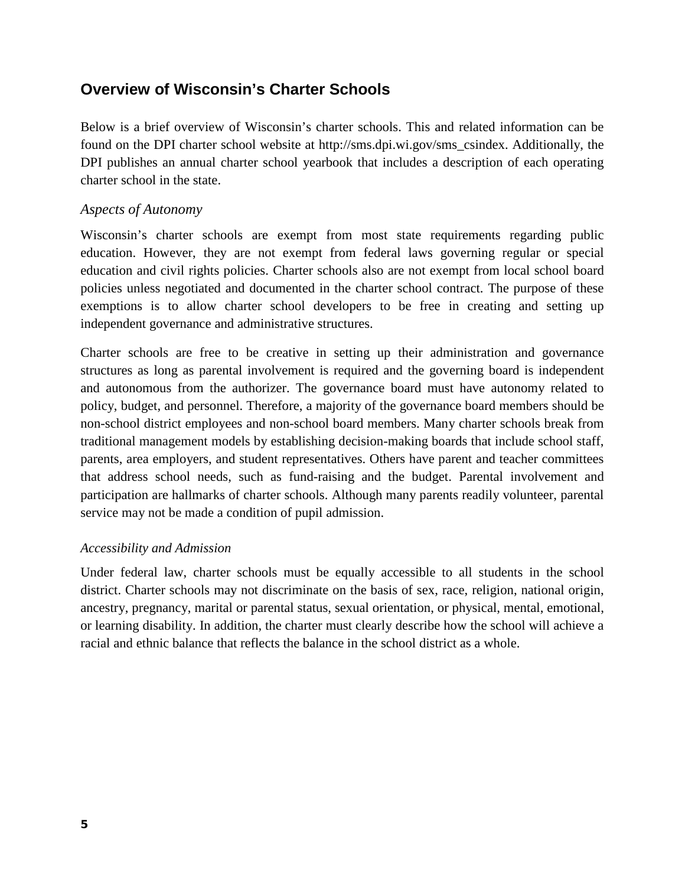## Overview of Wisconsin's Charter Schools

Below is a brief overview of Wisconsin's charter schools. This and related information can be found on the DPI charter school website at http://sms.dpi.wi.gov/sms_csindex. Additionally, the DPI publishes an annual charter school yearbook that includes a description of each operating charter school in the state.

### *Aspects of Autonomy*

Wisconsin's charter schools are exempt from most state requirements regarding public education. However, they are not exempt from federal laws governing regular or special education and civil rights policies. Charter schools also are not exempt from local school board policies unless negotiated and documented in the charter school contract. The purpose of these exemptions is to allow charter school developers to be free in creating and setting up independent governance and administrative structures.

Charter schools are free to be creative in setting up their administration and governance structures as long as parental involvement is required and the governing board is independent and autonomous from the authorizer. The governance board must have autonomy related to policy, budget, and personnel. Therefore, a majority of the governance board members should be non-school district employees and non-school board members. Many charter schools break from traditional management models by establishing decision-making boards that include school staff, parents, area employers, and student representatives. Others have parent and teacher committees that address school needs, such as fund-raising and the budget. Parental involvement and participation are hallmarks of charter schools. Although many parents readily volunteer, parental service may not be made a condition of pupil admission.

### *Accessibility and Admission*

Under federal law, charter schools must be equally accessible to all students in the school district. Charter schools may not discriminate on the basis of sex, race, religion, national origin, ancestry, pregnancy, marital or parental status, sexual orientation, or physical, mental, emotional, or learning disability. In addition, the charter must clearly describe how the school will achieve a racial and ethnic balance that reflects the balance in the school district as a whole.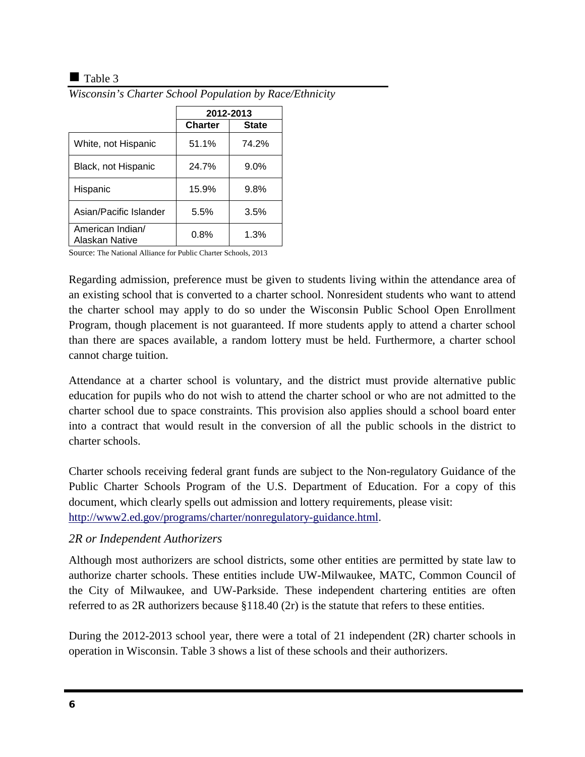■ Table 3

*Wisconsin's Charter School Population by Race/Ethnicity*

| | 2012-2013 | |
|---|---|---|
| | Charter | State |
| White, not Hispanic | 51.1% | 74.2% |
| Black, not Hispanic | 24.7% | 9.0% |
| Hispanic | 15.9% | 9.8% |
| Asian/Pacific Islander | 5.5% | 3.5% |
| American Indian/ Alaskan Native | 0.8% | 1.3% |

Source: The National Alliance for Public Charter Schools, 2013

Regarding admission, preference must be given to students living within the attendance area of an existing school that is converted to a charter school. Nonresident students who want to attend the charter school may apply to do so under the Wisconsin Public School Open Enrollment Program, though placement is not guaranteed. If more students apply to attend a charter school than there are spaces available, a random lottery must be held. Furthermore, a charter school cannot charge tuition.

Attendance at a charter school is voluntary, and the district must provide alternative public education for pupils who do not wish to attend the charter school or who are not admitted to the charter school due to space constraints. This provision also applies should a school board enter into a contract that would result in the conversion of all the public schools in the district to charter schools.

Charter schools receiving federal grant funds are subject to the Non-regulatory Guidance of the Public Charter Schools Program of the U.S. Department of Education. For a copy of this document, which clearly spells out admission and lottery requirements, please visit: http://www2.ed.gov/programs/charter/nonregulatory-guidance.html.

### *2R or Independent Authorizers*

Although most authorizers are school districts, some other entities are permitted by state law to authorize charter schools. These entities include UW-Milwaukee, MATC, Common Council of the City of Milwaukee, and UW-Parkside. These independent chartering entities are often referred to as 2R authorizers because §118.40 (2r) is the statute that refers to these entities.

During the 2012-2013 school year, there were a total of 21 independent (2R) charter schools in operation in Wisconsin. Table 3 shows a list of these schools and their authorizers.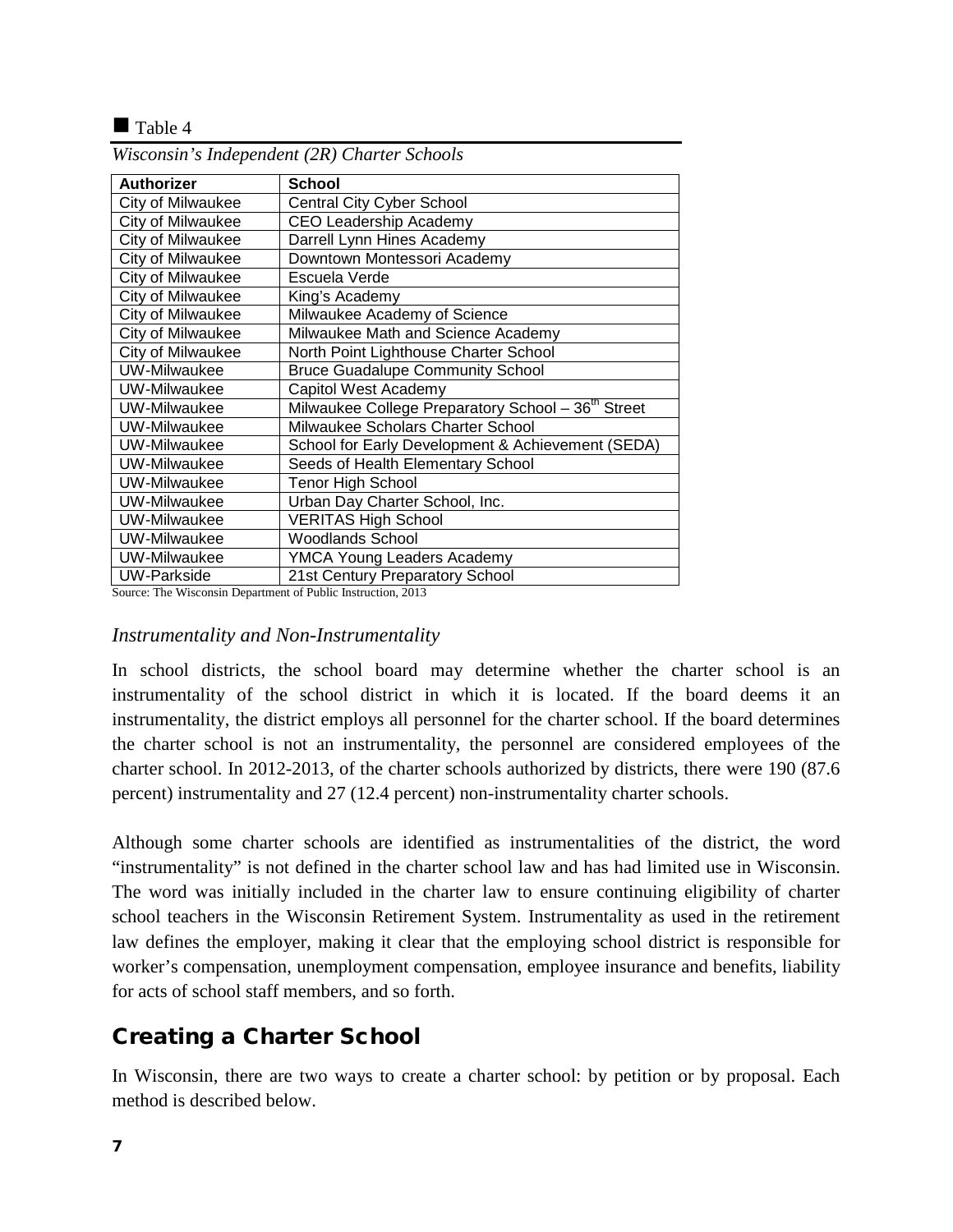■ Table 4

*Wisconsin's Independent (2R) Charter Schools*

| Authorizer | School |
|---|---|
| City of Milwaukee | Central City Cyber School |
| City of Milwaukee | CEO Leadership Academy |
| City of Milwaukee | Darrell Lynn Hines Academy |
| City of Milwaukee | Downtown Montessori Academy |
| City of Milwaukee | Escuela Verde |
| City of Milwaukee | King's Academy |
| City of Milwaukee | Milwaukee Academy of Science |
| City of Milwaukee | Milwaukee Math and Science Academy |
| City of Milwaukee | North Point Lighthouse Charter School |
| UW-Milwaukee | Bruce Guadalupe Community School |
| UW-Milwaukee | Capitol West Academy |
| UW-Milwaukee | Milwaukee College Preparatory School – 36th Street |
| UW-Milwaukee | Milwaukee Scholars Charter School |
| UW-Milwaukee | School for Early Development & Achievement (SEDA) |
| UW-Milwaukee | Seeds of Health Elementary School |
| UW-Milwaukee | Tenor High School |
| UW-Milwaukee | Urban Day Charter School, Inc. |
| UW-Milwaukee | VERITAS High School |
| UW-Milwaukee | Woodlands School |
| UW-Milwaukee | YMCA Young Leaders Academy |
| UW-Parkside | 21st Century Preparatory School |

Source: The Wisconsin Department of Public Instruction, 2013

### *Instrumentality and Non-Instrumentality*

In school districts, the school board may determine whether the charter school is an instrumentality of the school district in which it is located. If the board deems it an instrumentality, the district employs all personnel for the charter school. If the board determines the charter school is not an instrumentality, the personnel are considered employees of the charter school. In 2012-2013, of the charter schools authorized by districts, there were 190 (87.6 percent) instrumentality and 27 (12.4 percent) non-instrumentality charter schools.

Although some charter schools are identified as instrumentalities of the district, the word "instrumentality" is not defined in the charter school law and has had limited use in Wisconsin. The word was initially included in the charter law to ensure continuing eligibility of charter school teachers in the Wisconsin Retirement System. Instrumentality as used in the retirement law defines the employer, making it clear that the employing school district is responsible for worker's compensation, unemployment compensation, employee insurance and benefits, liability for acts of school staff members, and so forth.

## Creating a Charter School

In Wisconsin, there are two ways to create a charter school: by petition or by proposal. Each method is described below.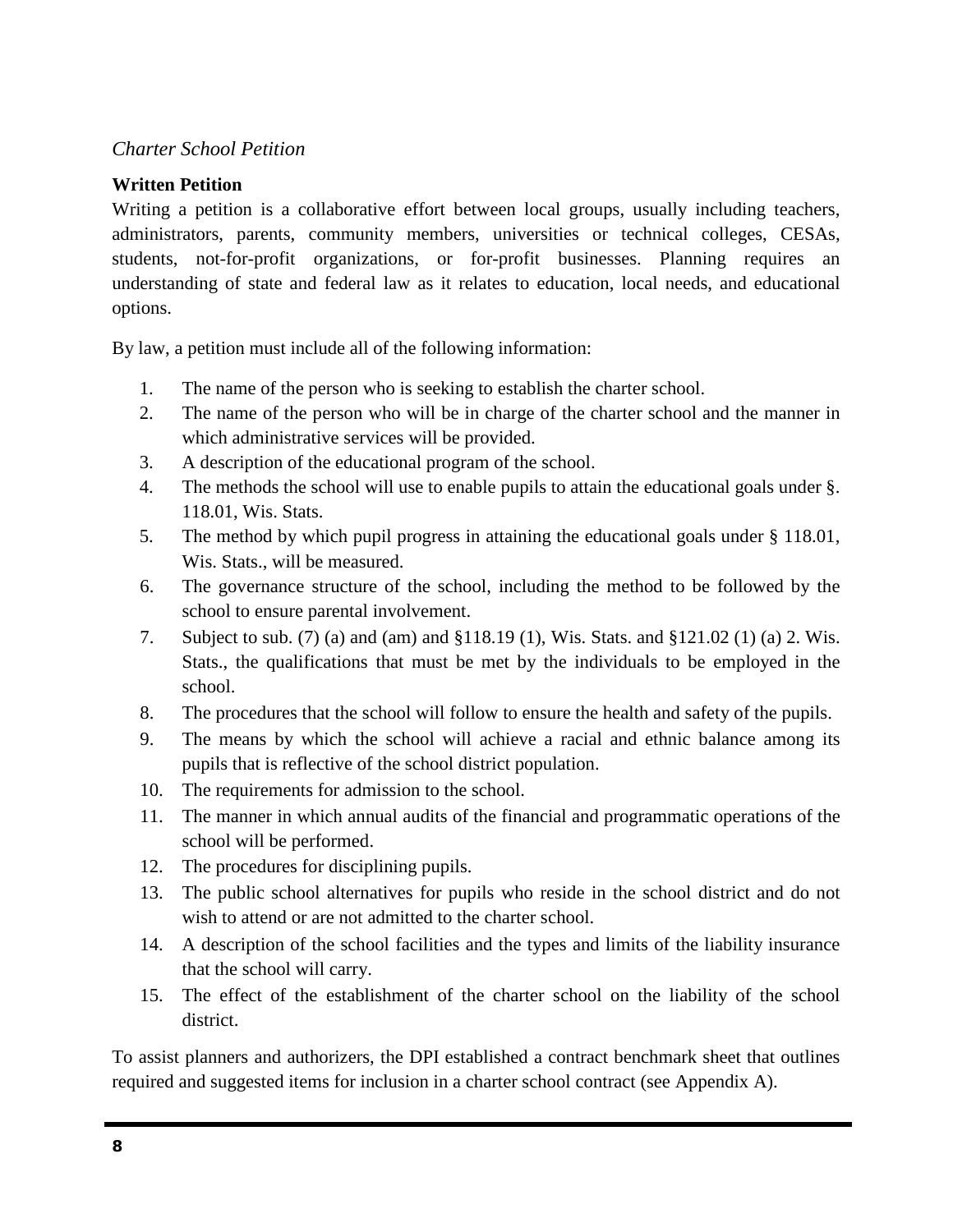*Charter School Petition*

**Written Petition**

Writing a petition is a collaborative effort between local groups, usually including teachers, administrators, parents, community members, universities or technical colleges, CESAs, students, not-for-profit organizations, or for-profit businesses. Planning requires an understanding of state and federal law as it relates to education, local needs, and educational options.

By law, a petition must include all of the following information:

1. The name of the person who is seeking to establish the charter school.
2. The name of the person who will be in charge of the charter school and the manner in which administrative services will be provided.
3. A description of the educational program of the school.
4. The methods the school will use to enable pupils to attain the educational goals under §. 118.01, Wis. Stats.
5. The method by which pupil progress in attaining the educational goals under § 118.01, Wis. Stats., will be measured.
6. The governance structure of the school, including the method to be followed by the school to ensure parental involvement.
7. Subject to sub. (7) (a) and (am) and §118.19 (1), Wis. Stats. and §121.02 (1) (a) 2. Wis. Stats., the qualifications that must be met by the individuals to be employed in the school.
8. The procedures that the school will follow to ensure the health and safety of the pupils.
9. The means by which the school will achieve a racial and ethnic balance among its pupils that is reflective of the school district population.
10. The requirements for admission to the school.
11. The manner in which annual audits of the financial and programmatic operations of the school will be performed.
12. The procedures for disciplining pupils.
13. The public school alternatives for pupils who reside in the school district and do not wish to attend or are not admitted to the charter school.
14. A description of the school facilities and the types and limits of the liability insurance that the school will carry.
15. The effect of the establishment of the charter school on the liability of the school district.

To assist planners and authorizers, the DPI established a contract benchmark sheet that outlines required and suggested items for inclusion in a charter school contract (see Appendix A).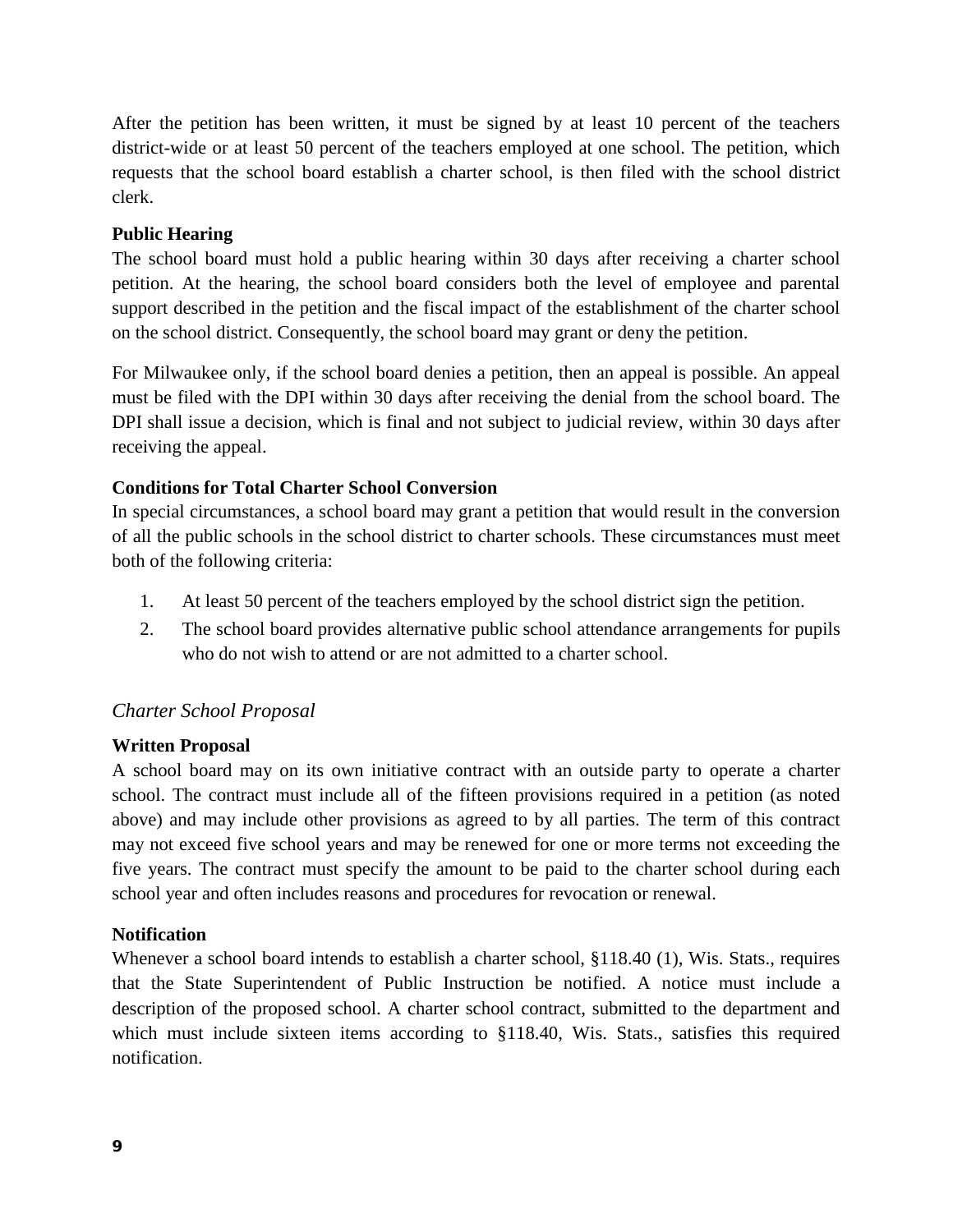After the petition has been written, it must be signed by at least 10 percent of the teachers district-wide or at least 50 percent of the teachers employed at one school. The petition, which requests that the school board establish a charter school, is then filed with the school district clerk.

**Public Hearing**

The school board must hold a public hearing within 30 days after receiving a charter school petition. At the hearing, the school board considers both the level of employee and parental support described in the petition and the fiscal impact of the establishment of the charter school on the school district. Consequently, the school board may grant or deny the petition.

For Milwaukee only, if the school board denies a petition, then an appeal is possible. An appeal must be filed with the DPI within 30 days after receiving the denial from the school board. The DPI shall issue a decision, which is final and not subject to judicial review, within 30 days after receiving the appeal.

**Conditions for Total Charter School Conversion**

In special circumstances, a school board may grant a petition that would result in the conversion of all the public schools in the school district to charter schools. These circumstances must meet both of the following criteria:

1. At least 50 percent of the teachers employed by the school district sign the petition.
2. The school board provides alternative public school attendance arrangements for pupils who do not wish to attend or are not admitted to a charter school.

### *Charter School Proposal*

**Written Proposal**

A school board may on its own initiative contract with an outside party to operate a charter school. The contract must include all of the fifteen provisions required in a petition (as noted above) and may include other provisions as agreed to by all parties. The term of this contract may not exceed five school years and may be renewed for one or more terms not exceeding the five years. The contract must specify the amount to be paid to the charter school during each school year and often includes reasons and procedures for revocation or renewal.

**Notification**

Whenever a school board intends to establish a charter school, §118.40 (1), Wis. Stats., requires that the State Superintendent of Public Instruction be notified. A notice must include a description of the proposed school. A charter school contract, submitted to the department and which must include sixteen items according to §118.40, Wis. Stats., satisfies this required notification.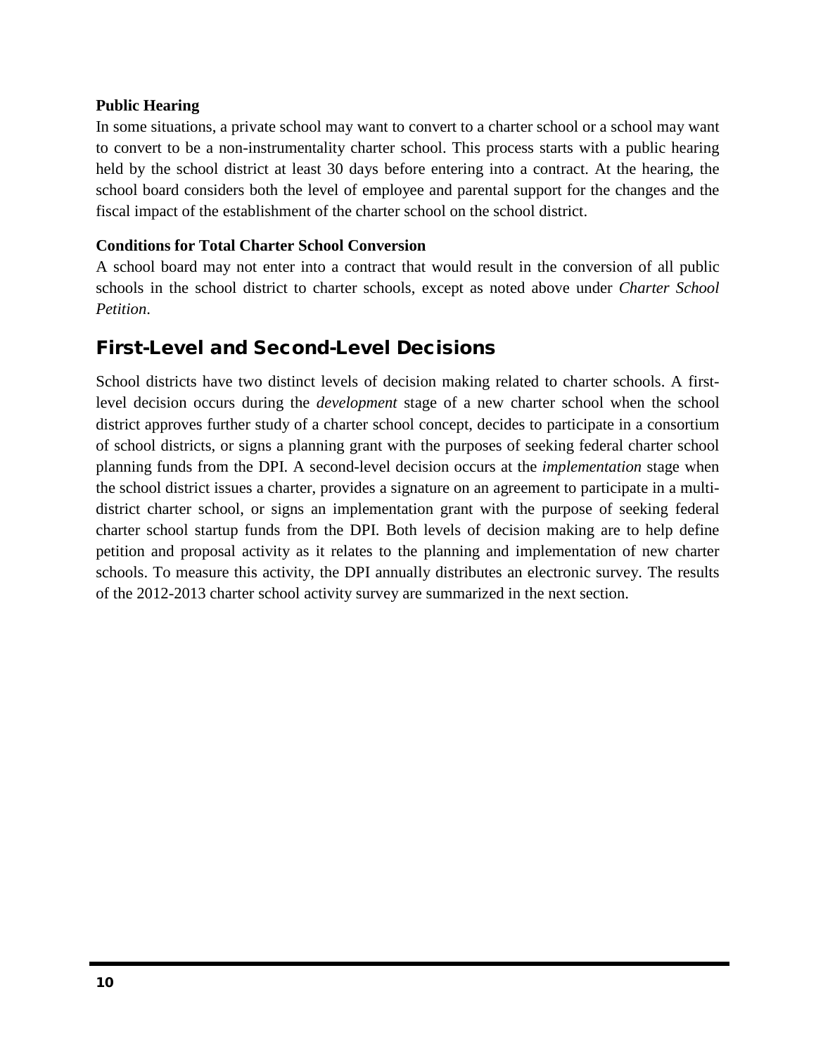### Public Hearing

In some situations, a private school may want to convert to a charter school or a school may want to convert to be a non-instrumentality charter school. This process starts with a public hearing held by the school district at least 30 days before entering into a contract. At the hearing, the school board considers both the level of employee and parental support for the changes and the fiscal impact of the establishment of the charter school on the school district.

### Conditions for Total Charter School Conversion

A school board may not enter into a contract that would result in the conversion of all public schools in the school district to charter schools, except as noted above under *Charter School Petition*.

## First-Level and Second-Level Decisions

School districts have two distinct levels of decision making related to charter schools. A first-level decision occurs during the *development* stage of a new charter school when the school district approves further study of a charter school concept, decides to participate in a consortium of school districts, or signs a planning grant with the purposes of seeking federal charter school planning funds from the DPI. A second-level decision occurs at the *implementation* stage when the school district issues a charter, provides a signature on an agreement to participate in a multi-district charter school, or signs an implementation grant with the purpose of seeking federal charter school startup funds from the DPI. Both levels of decision making are to help define petition and proposal activity as it relates to the planning and implementation of new charter schools. To measure this activity, the DPI annually distributes an electronic survey. The results of the 2012-2013 charter school activity survey are summarized in the next section.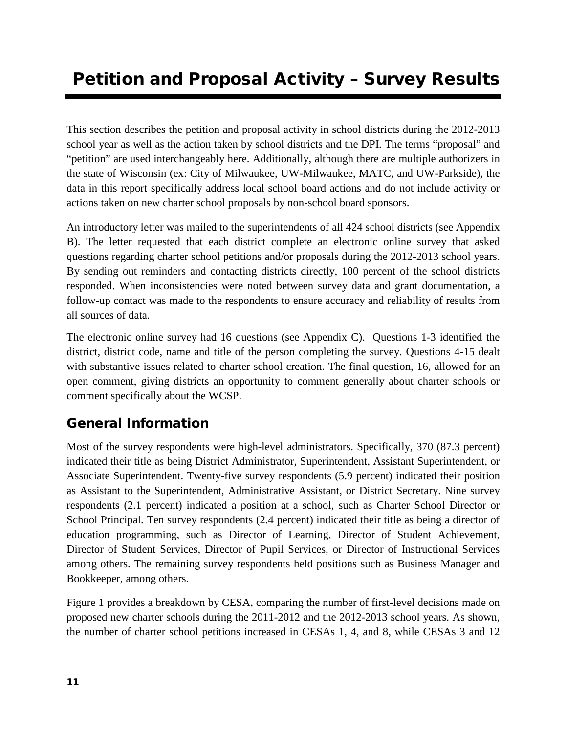# Petition and Proposal Activity – Survey Results

This section describes the petition and proposal activity in school districts during the 2012-2013 school year as well as the action taken by school districts and the DPI. The terms "proposal" and "petition" are used interchangeably here. Additionally, although there are multiple authorizers in the state of Wisconsin (ex: City of Milwaukee, UW-Milwaukee, MATC, and UW-Parkside), the data in this report specifically address local school board actions and do not include activity or actions taken on new charter school proposals by non-school board sponsors.

An introductory letter was mailed to the superintendents of all 424 school districts (see Appendix B). The letter requested that each district complete an electronic online survey that asked questions regarding charter school petitions and/or proposals during the 2012-2013 school years. By sending out reminders and contacting districts directly, 100 percent of the school districts responded. When inconsistencies were noted between survey data and grant documentation, a follow-up contact was made to the respondents to ensure accuracy and reliability of results from all sources of data.

The electronic online survey had 16 questions (see Appendix C). Questions 1-3 identified the district, district code, name and title of the person completing the survey. Questions 4-15 dealt with substantive issues related to charter school creation. The final question, 16, allowed for an open comment, giving districts an opportunity to comment generally about charter schools or comment specifically about the WCSP.

## General Information

Most of the survey respondents were high-level administrators. Specifically, 370 (87.3 percent) indicated their title as being District Administrator, Superintendent, Assistant Superintendent, or Associate Superintendent. Twenty-five survey respondents (5.9 percent) indicated their position as Assistant to the Superintendent, Administrative Assistant, or District Secretary. Nine survey respondents (2.1 percent) indicated a position at a school, such as Charter School Director or School Principal. Ten survey respondents (2.4 percent) indicated their title as being a director of education programming, such as Director of Learning, Director of Student Achievement, Director of Student Services, Director of Pupil Services, or Director of Instructional Services among others. The remaining survey respondents held positions such as Business Manager and Bookkeeper, among others.

Figure 1 provides a breakdown by CESA, comparing the number of first-level decisions made on proposed new charter schools during the 2011-2012 and the 2012-2013 school years. As shown, the number of charter school petitions increased in CESAs 1, 4, and 8, while CESAs 3 and 12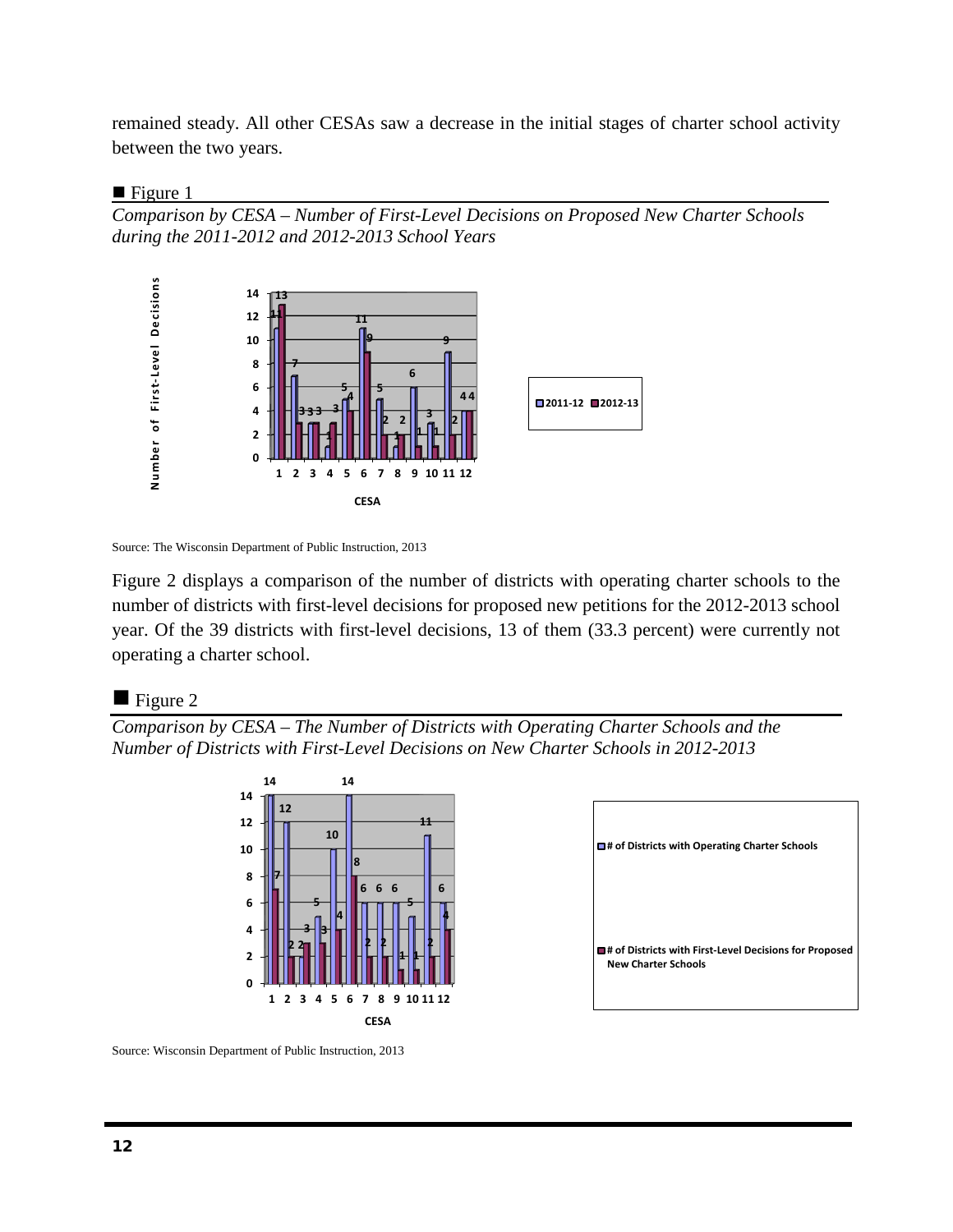remained steady. All other CESAs saw a decrease in the initial stages of charter school activity between the two years.

■ Figure 1

*Comparison by CESA – Number of First-Level Decisions on Proposed New Charter Schools during the 2011-2012 and 2012-2013 School Years*

| CESA | 2011-12 | 2012-13 |
|---|---|---|
| 1 | 11 | 13 |
| 2 | 7 | 3 |
| 3 | 3 | 3 |
| 4 | 1 | 3 |
| 5 | 5 | 4 |
| 6 | 11 | 9 |
| 7 | 5 | 2 |
| 8 | 1 | 2 |
| 9 | 6 | 1 |
| 10 | 3 | 1 |
| 11 | 9 | 2 |
| 12 | 4 | 4 |

Source: The Wisconsin Department of Public Instruction, 2013

Figure 2 displays a comparison of the number of districts with operating charter schools to the number of districts with first-level decisions for proposed new petitions for the 2012-2013 school year. Of the 39 districts with first-level decisions, 13 of them (33.3 percent) were currently not operating a charter school.

■ Figure 2

*Comparison by CESA – The Number of Districts with Operating Charter Schools and the Number of Districts with First-Level Decisions on New Charter Schools in 2012-2013*

| CESA | # of Districts with Operating Charter Schools | # of Districts with First-Level Decisions for Proposed New Charter Schools |
|---|---|---|
| 1 | 14 | 7 |
| 2 | 12 | 2 |
| 3 | 2 | 3 |
| 4 | 5 | 3 |
| 5 | 10 | 4 |
| 6 | 14 | 8 |
| 7 | 6 | 2 |
| 8 | 6 | 2 |
| 9 | 6 | 1 |
| 10 | 5 | 1 |
| 11 | 11 | 2 |
| 12 | 6 | 4 |

Source: Wisconsin Department of Public Instruction, 2013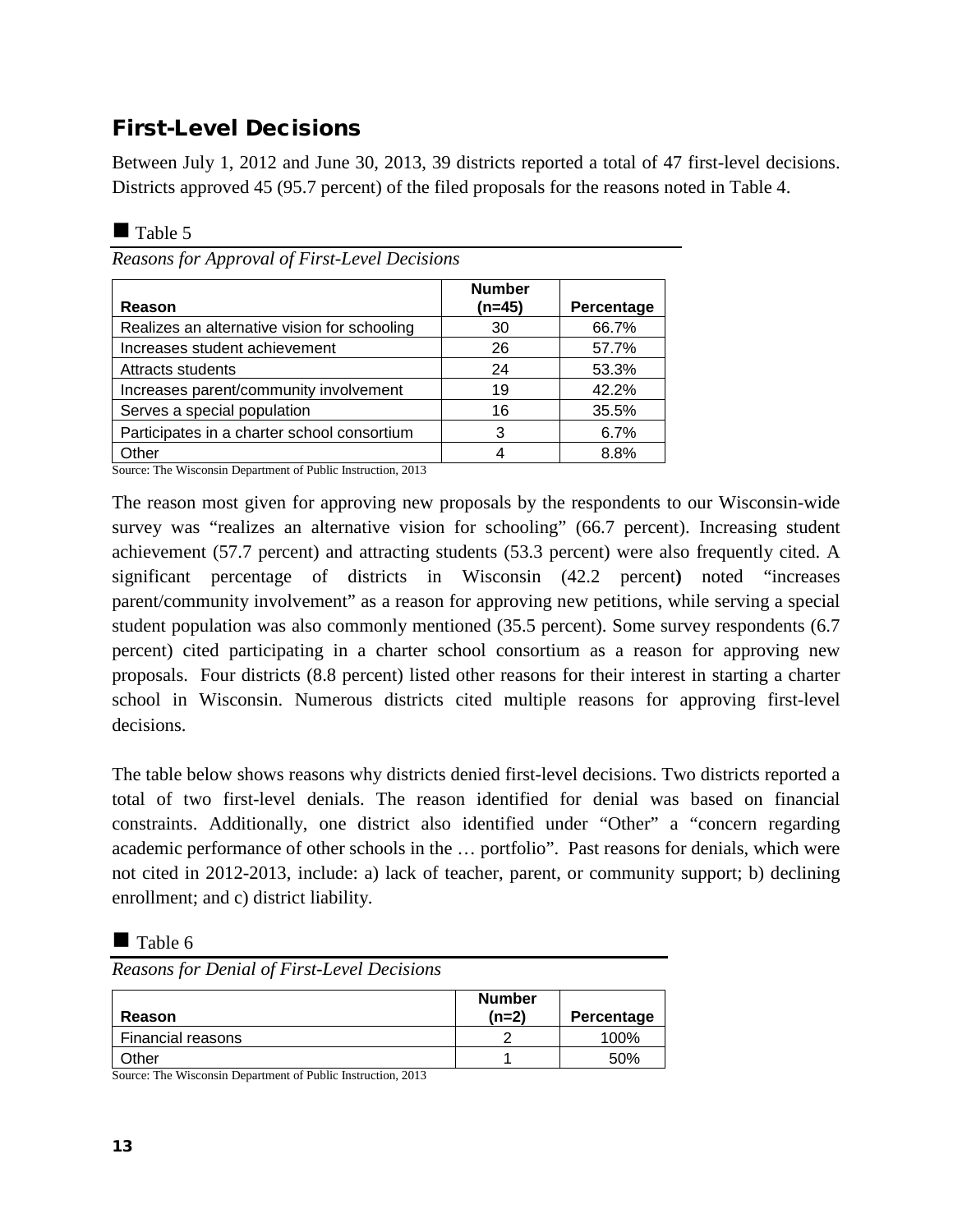## First-Level Decisions

Between July 1, 2012 and June 30, 2013, 39 districts reported a total of 47 first-level decisions. Districts approved 45 (95.7 percent) of the filed proposals for the reasons noted in Table 4.

■ Table 5

*Reasons for Approval of First-Level Decisions*

| Reason | Number (n=45) | Percentage |
|---|---|---|
| Realizes an alternative vision for schooling | 30 | 66.7% |
| Increases student achievement | 26 | 57.7% |
| Attracts students | 24 | 53.3% |
| Increases parent/community involvement | 19 | 42.2% |
| Serves a special population | 16 | 35.5% |
| Participates in a charter school consortium | 3 | 6.7% |
| Other | 4 | 8.8% |

Source: The Wisconsin Department of Public Instruction, 2013

The reason most given for approving new proposals by the respondents to our Wisconsin-wide survey was "realizes an alternative vision for schooling" (66.7 percent). Increasing student achievement (57.7 percent) and attracting students (53.3 percent) were also frequently cited. A significant percentage of districts in Wisconsin (42.2 percent**)** noted "increases parent/community involvement" as a reason for approving new petitions, while serving a special student population was also commonly mentioned (35.5 percent). Some survey respondents (6.7 percent) cited participating in a charter school consortium as a reason for approving new proposals. Four districts (8.8 percent) listed other reasons for their interest in starting a charter school in Wisconsin. Numerous districts cited multiple reasons for approving first-level decisions.

The table below shows reasons why districts denied first-level decisions. Two districts reported a total of two first-level denials. The reason identified for denial was based on financial constraints. Additionally, one district also identified under "Other" a "concern regarding academic performance of other schools in the … portfolio". Past reasons for denials, which were not cited in 2012-2013, include: a) lack of teacher, parent, or community support; b) declining enrollment; and c) district liability.

■ Table 6

*Reasons for Denial of First-Level Decisions*

| Reason | Number (n=2) | Percentage |
|---|---|---|
| Financial reasons | 2 | 100% |
| Other | 1 | 50% |

Source: The Wisconsin Department of Public Instruction, 2013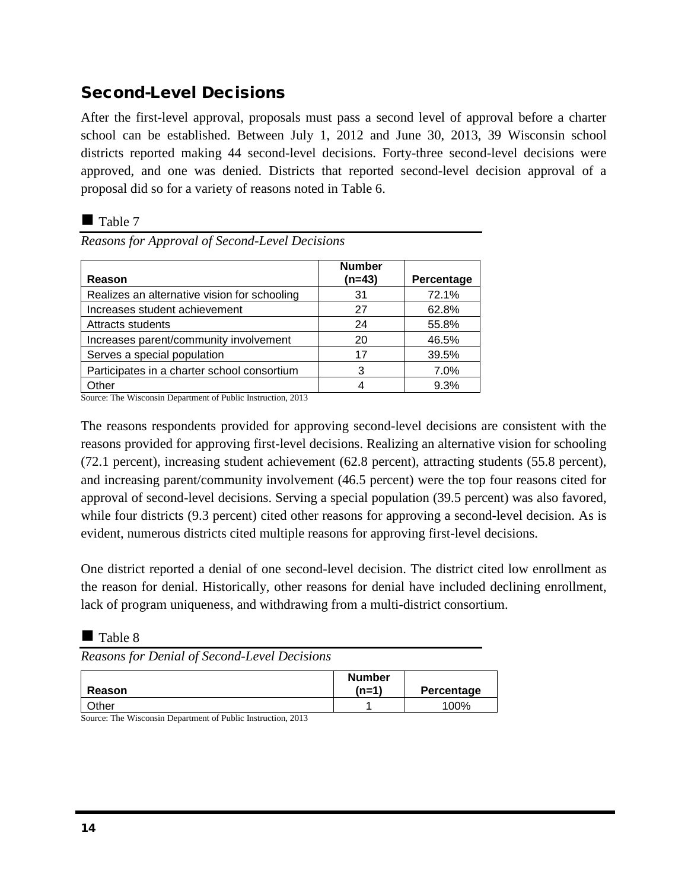## Second-Level Decisions

After the first-level approval, proposals must pass a second level of approval before a charter school can be established. Between July 1, 2012 and June 30, 2013, 39 Wisconsin school districts reported making 44 second-level decisions. Forty-three second-level decisions were approved, and one was denied. Districts that reported second-level decision approval of a proposal did so for a variety of reasons noted in Table 6.

■ Table 7

*Reasons for Approval of Second-Level Decisions*

| Reason | Number (n=43) | Percentage |
|---|---|---|
| Realizes an alternative vision for schooling | 31 | 72.1% |
| Increases student achievement | 27 | 62.8% |
| Attracts students | 24 | 55.8% |
| Increases parent/community involvement | 20 | 46.5% |
| Serves a special population | 17 | 39.5% |
| Participates in a charter school consortium | 3 | 7.0% |
| Other | 4 | 9.3% |

Source: The Wisconsin Department of Public Instruction, 2013

The reasons respondents provided for approving second-level decisions are consistent with the reasons provided for approving first-level decisions. Realizing an alternative vision for schooling (72.1 percent), increasing student achievement (62.8 percent), attracting students (55.8 percent), and increasing parent/community involvement (46.5 percent) were the top four reasons cited for approval of second-level decisions. Serving a special population (39.5 percent) was also favored, while four districts (9.3 percent) cited other reasons for approving a second-level decision. As is evident, numerous districts cited multiple reasons for approving first-level decisions.

One district reported a denial of one second-level decision. The district cited low enrollment as the reason for denial. Historically, other reasons for denial have included declining enrollment, lack of program uniqueness, and withdrawing from a multi-district consortium.

■ Table 8

*Reasons for Denial of Second-Level Decisions*

| Reason | Number (n=1) | Percentage |
|---|---|---|
| Other | 1 | 100% |

Source: The Wisconsin Department of Public Instruction, 2013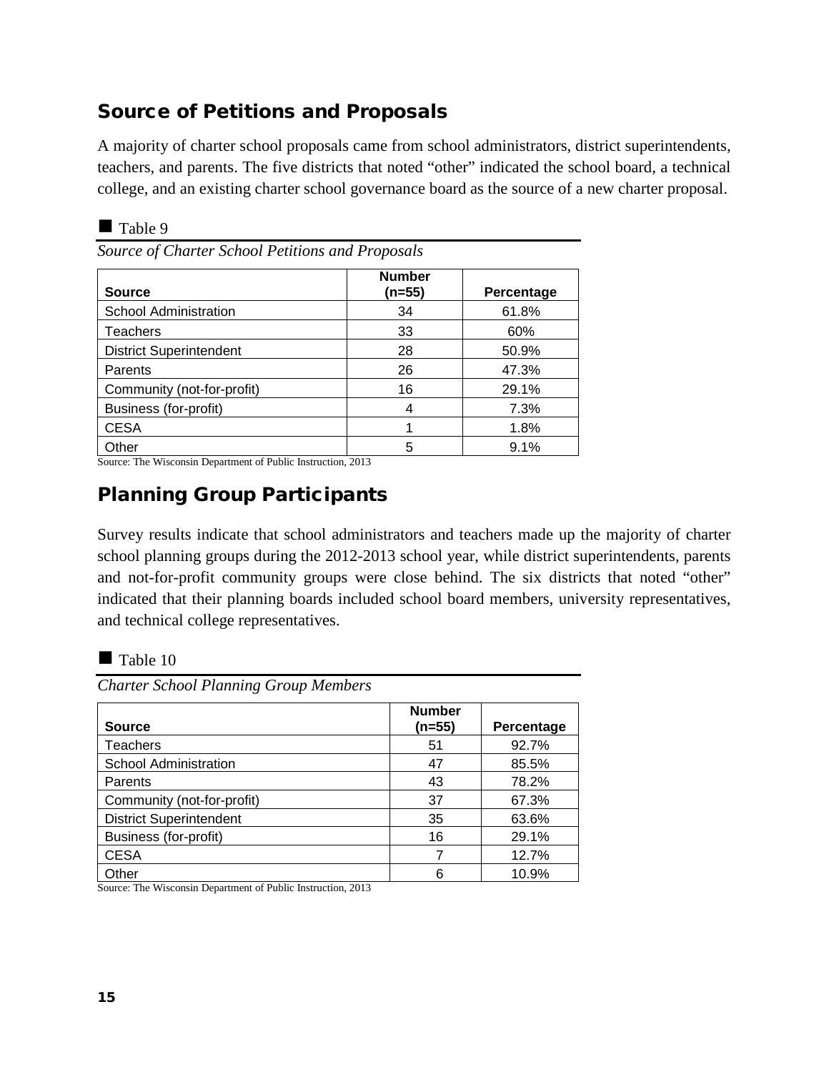## Source of Petitions and Proposals

A majority of charter school proposals came from school administrators, district superintendents, teachers, and parents. The five districts that noted "other" indicated the school board, a technical college, and an existing charter school governance board as the source of a new charter proposal.

■ Table 9

*Source of Charter School Petitions and Proposals*

| Source | Number (n=55) | Percentage |
|---|---|---|
| School Administration | 34 | 61.8% |
| Teachers | 33 | 60% |
| District Superintendent | 28 | 50.9% |
| Parents | 26 | 47.3% |
| Community (not-for-profit) | 16 | 29.1% |
| Business (for-profit) | 4 | 7.3% |
| CESA | 1 | 1.8% |
| Other | 5 | 9.1% |

Source: The Wisconsin Department of Public Instruction, 2013

## Planning Group Participants

Survey results indicate that school administrators and teachers made up the majority of charter school planning groups during the 2012-2013 school year, while district superintendents, parents and not-for-profit community groups were close behind. The six districts that noted "other" indicated that their planning boards included school board members, university representatives, and technical college representatives.

■ Table 10

*Charter School Planning Group Members*

| Source | Number (n=55) | Percentage |
|---|---|---|
| Teachers | 51 | 92.7% |
| School Administration | 47 | 85.5% |
| Parents | 43 | 78.2% |
| Community (not-for-profit) | 37 | 67.3% |
| District Superintendent | 35 | 63.6% |
| Business (for-profit) | 16 | 29.1% |
| CESA | 7 | 12.7% |
| Other | 6 | 10.9% |

Source: The Wisconsin Department of Public Instruction, 2013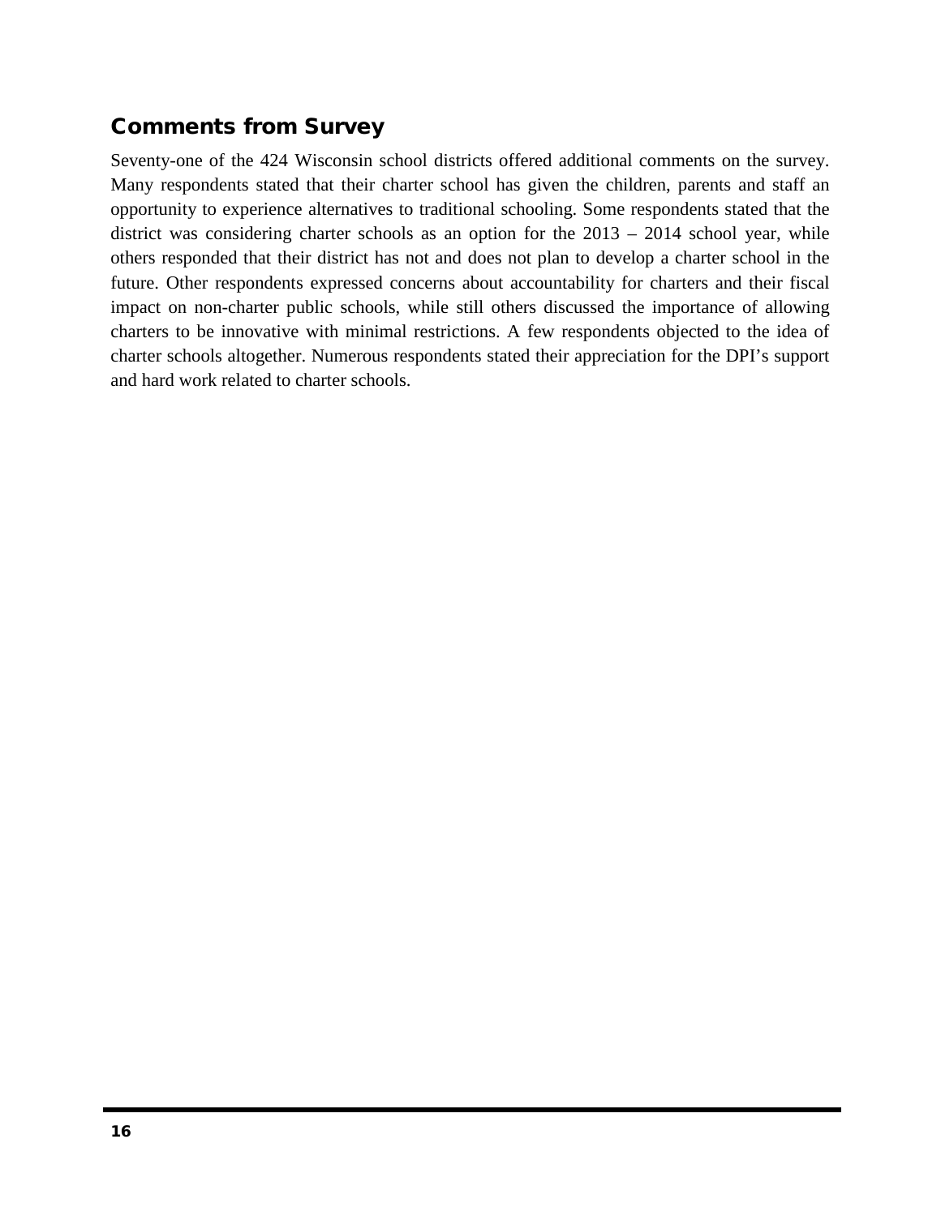## Comments from Survey

Seventy-one of the 424 Wisconsin school districts offered additional comments on the survey. Many respondents stated that their charter school has given the children, parents and staff an opportunity to experience alternatives to traditional schooling. Some respondents stated that the district was considering charter schools as an option for the 2013 – 2014 school year, while others responded that their district has not and does not plan to develop a charter school in the future. Other respondents expressed concerns about accountability for charters and their fiscal impact on non-charter public schools, while still others discussed the importance of allowing charters to be innovative with minimal restrictions. A few respondents objected to the idea of charter schools altogether. Numerous respondents stated their appreciation for the DPI's support and hard work related to charter schools.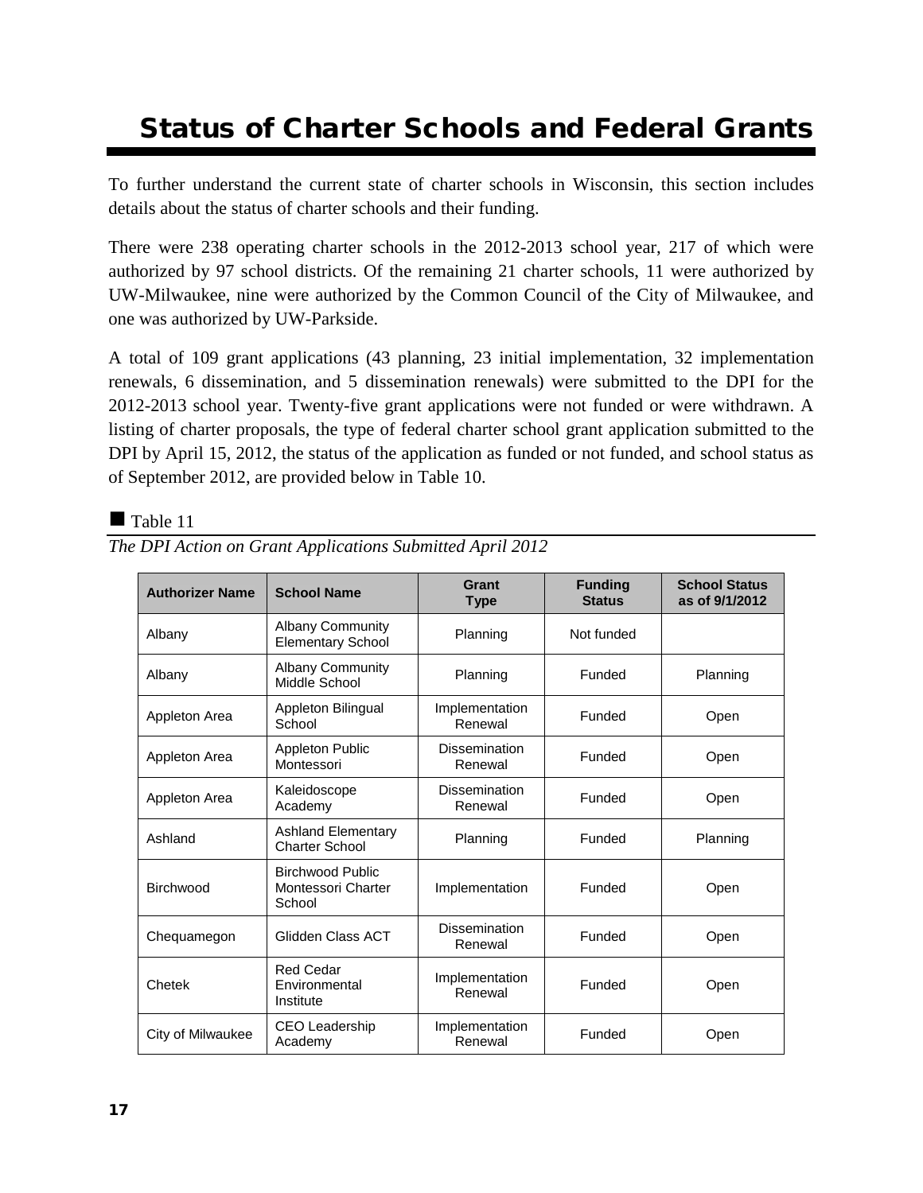# Status of Charter Schools and Federal Grants

To further understand the current state of charter schools in Wisconsin, this section includes details about the status of charter schools and their funding.

There were 238 operating charter schools in the 2012-2013 school year, 217 of which were authorized by 97 school districts. Of the remaining 21 charter schools, 11 were authorized by UW-Milwaukee, nine were authorized by the Common Council of the City of Milwaukee, and one was authorized by UW-Parkside.

A total of 109 grant applications (43 planning, 23 initial implementation, 32 implementation renewals, 6 dissemination, and 5 dissemination renewals) were submitted to the DPI for the 2012-2013 school year. Twenty-five grant applications were not funded or were withdrawn. A listing of charter proposals, the type of federal charter school grant application submitted to the DPI by April 15, 2012, the status of the application as funded or not funded, and school status as of September 2012, are provided below in Table 10.

■ Table 11

*The DPI Action on Grant Applications Submitted April 2012*

| Authorizer Name | School Name | Grant Type | Funding Status | School Status as of 9/1/2012 |
|---|---|---|---|---|
| Albany | Albany Community Elementary School | Planning | Not funded | |
| Albany | Albany Community Middle School | Planning | Funded | Planning |
| Appleton Area | Appleton Bilingual School | Implementation Renewal | Funded | Open |
| Appleton Area | Appleton Public Montessori | Dissemination Renewal | Funded | Open |
| Appleton Area | Kaleidoscope Academy | Dissemination Renewal | Funded | Open |
| Ashland | Ashland Elementary Charter School | Planning | Funded | Planning |
| Birchwood | Birchwood Public Montessori Charter School | Implementation | Funded | Open |
| Chequamegon | Glidden Class ACT | Dissemination Renewal | Funded | Open |
| Chetek | Red Cedar Environmental Institute | Implementation Renewal | Funded | Open |
| City of Milwaukee | CEO Leadership Academy | Implementation Renewal | Funded | Open |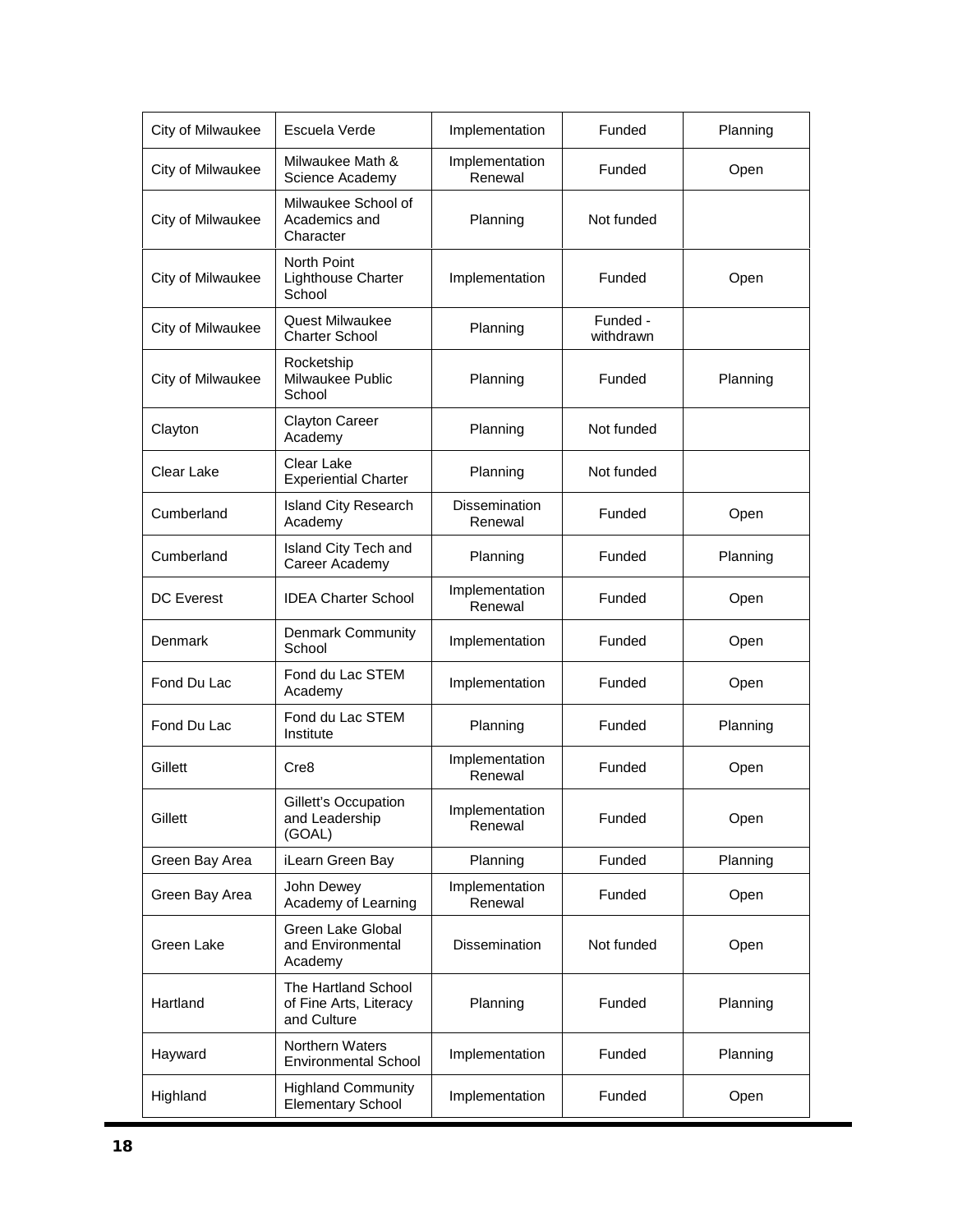| City of Milwaukee | Escuela Verde | Implementation | Funded | Planning |
|---|---|---|---|---|
| City of Milwaukee | Milwaukee Math & Science Academy | Implementation Renewal | Funded | Open |
| City of Milwaukee | Milwaukee School of Academics and Character | Planning | Not funded | |
| City of Milwaukee | North Point Lighthouse Charter School | Implementation | Funded | Open |
| City of Milwaukee | Quest Milwaukee Charter School | Planning | Funded - withdrawn | |
| City of Milwaukee | Rocketship Milwaukee Public School | Planning | Funded | Planning |
| Clayton | Clayton Career Academy | Planning | Not funded | |
| Clear Lake | Clear Lake Experiential Charter | Planning | Not funded | |
| Cumberland | Island City Research Academy | Dissemination Renewal | Funded | Open |
| Cumberland | Island City Tech and Career Academy | Planning | Funded | Planning |
| DC Everest | IDEA Charter School | Implementation Renewal | Funded | Open |
| Denmark | Denmark Community School | Implementation | Funded | Open |
| Fond Du Lac | Fond du Lac STEM Academy | Implementation | Funded | Open |
| Fond Du Lac | Fond du Lac STEM Institute | Planning | Funded | Planning |
| Gillett | Cre8 | Implementation Renewal | Funded | Open |
| Gillett | Gillett's Occupation and Leadership (GOAL) | Implementation Renewal | Funded | Open |
| Green Bay Area | iLearn Green Bay | Planning | Funded | Planning |
| Green Bay Area | John Dewey Academy of Learning | Implementation Renewal | Funded | Open |
| Green Lake | Green Lake Global and Environmental Academy | Dissemination | Not funded | Open |
| Hartland | The Hartland School of Fine Arts, Literacy and Culture | Planning | Funded | Planning |
| Hayward | Northern Waters Environmental School | Implementation | Funded | Planning |
| Highland | Highland Community Elementary School | Implementation | Funded | Open |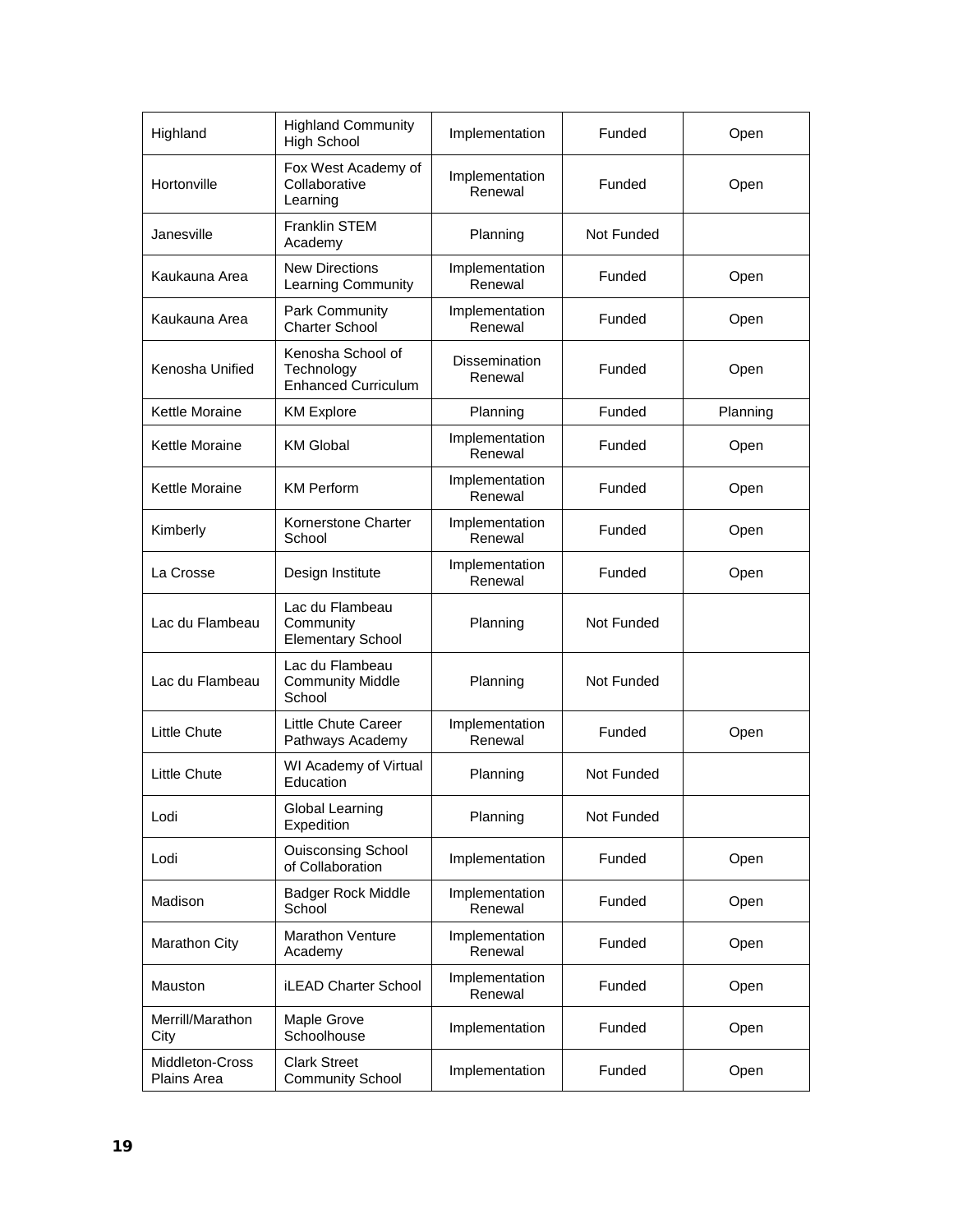| | | | | |
|---|---|---|---|---|
| Highland | Highland Community High School | Implementation | Funded | Open |
| Hortonville | Fox West Academy of Collaborative Learning | Implementation Renewal | Funded | Open |
| Janesville | Franklin STEM Academy | Planning | Not Funded | |
| Kaukauna Area | New Directions Learning Community | Implementation Renewal | Funded | Open |
| Kaukauna Area | Park Community Charter School | Implementation Renewal | Funded | Open |
| Kenosha Unified | Kenosha School of Technology Enhanced Curriculum | Dissemination Renewal | Funded | Open |
| Kettle Moraine | KM Explore | Planning | Funded | Planning |
| Kettle Moraine | KM Global | Implementation Renewal | Funded | Open |
| Kettle Moraine | KM Perform | Implementation Renewal | Funded | Open |
| Kimberly | Kornerstone Charter School | Implementation Renewal | Funded | Open |
| La Crosse | Design Institute | Implementation Renewal | Funded | Open |
| Lac du Flambeau | Lac du Flambeau Community Elementary School | Planning | Not Funded | |
| Lac du Flambeau | Lac du Flambeau Community Middle School | Planning | Not Funded | |
| Little Chute | Little Chute Career Pathways Academy | Implementation Renewal | Funded | Open |
| Little Chute | WI Academy of Virtual Education | Planning | Not Funded | |
| Lodi | Global Learning Expedition | Planning | Not Funded | |
| Lodi | Ouisconsing School of Collaboration | Implementation | Funded | Open |
| Madison | Badger Rock Middle School | Implementation Renewal | Funded | Open |
| Marathon City | Marathon Venture Academy | Implementation Renewal | Funded | Open |
| Mauston | iLEAD Charter School | Implementation Renewal | Funded | Open |
| Merrill/Marathon City | Maple Grove Schoolhouse | Implementation | Funded | Open |
| Middleton-Cross Plains Area | Clark Street Community School | Implementation | Funded | Open |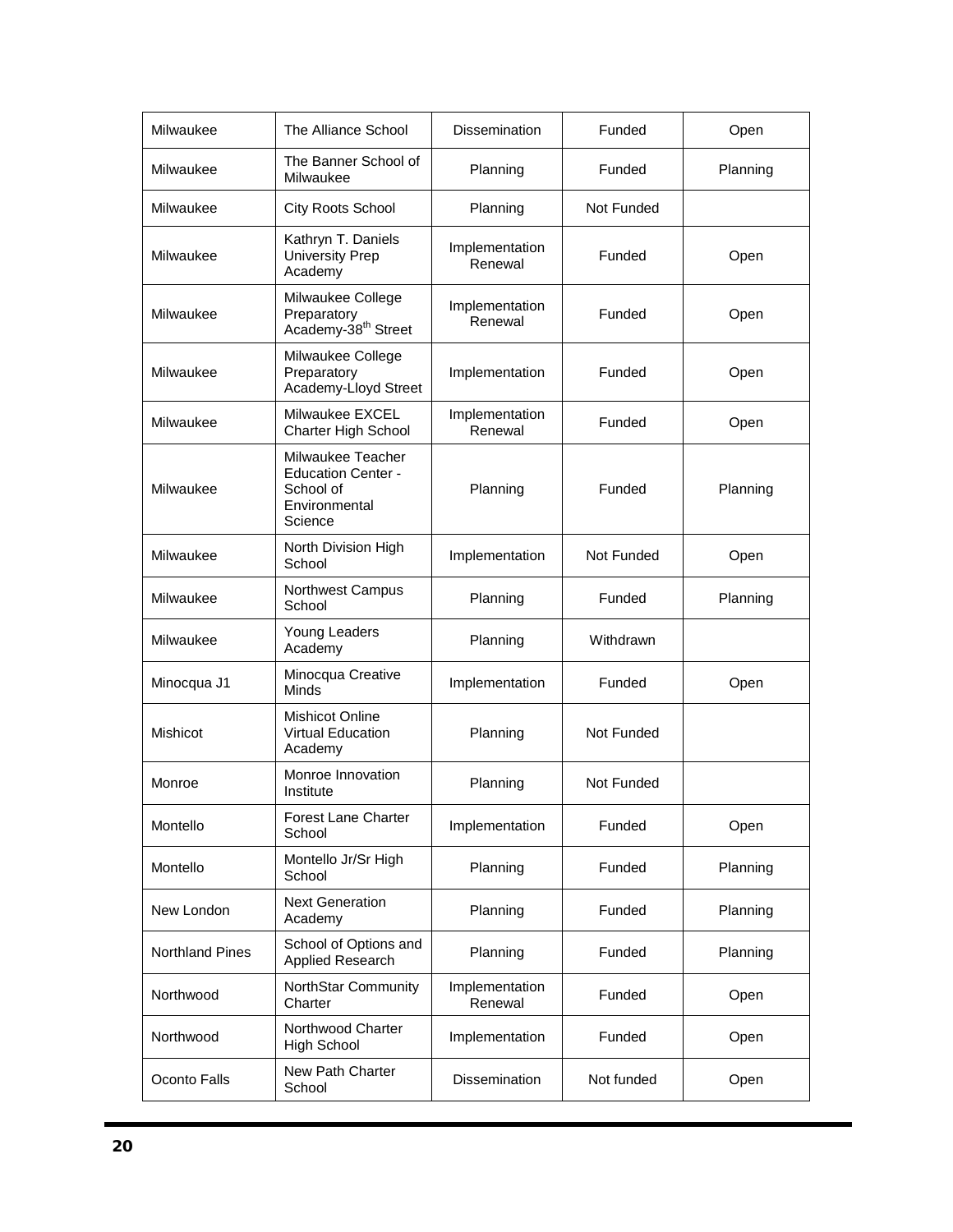| | | | | |
|---|---|---|---|---|
| Milwaukee | The Alliance School | Dissemination | Funded | Open |
| Milwaukee | The Banner School of Milwaukee | Planning | Funded | Planning |
| Milwaukee | City Roots School | Planning | Not Funded | |
| Milwaukee | Kathryn T. Daniels University Prep Academy | Implementation Renewal | Funded | Open |
| Milwaukee | Milwaukee College Preparatory Academy-38th Street | Implementation Renewal | Funded | Open |
| Milwaukee | Milwaukee College Preparatory Academy-Lloyd Street | Implementation | Funded | Open |
| Milwaukee | Milwaukee EXCEL Charter High School | Implementation Renewal | Funded | Open |
| Milwaukee | Milwaukee Teacher Education Center - School of Environmental Science | Planning | Funded | Planning |
| Milwaukee | North Division High School | Implementation | Not Funded | Open |
| Milwaukee | Northwest Campus School | Planning | Funded | Planning |
| Milwaukee | Young Leaders Academy | Planning | Withdrawn | |
| Minocqua J1 | Minocqua Creative Minds | Implementation | Funded | Open |
| Mishicot | Mishicot Online Virtual Education Academy | Planning | Not Funded | |
| Monroe | Monroe Innovation Institute | Planning | Not Funded | |
| Montello | Forest Lane Charter School | Implementation | Funded | Open |
| Montello | Montello Jr/Sr High School | Planning | Funded | Planning |
| New London | Next Generation Academy | Planning | Funded | Planning |
| Northland Pines | School of Options and Applied Research | Planning | Funded | Planning |
| Northwood | NorthStar Community Charter | Implementation Renewal | Funded | Open |
| Northwood | Northwood Charter High School | Implementation | Funded | Open |
| Oconto Falls | New Path Charter School | Dissemination | Not funded | Open |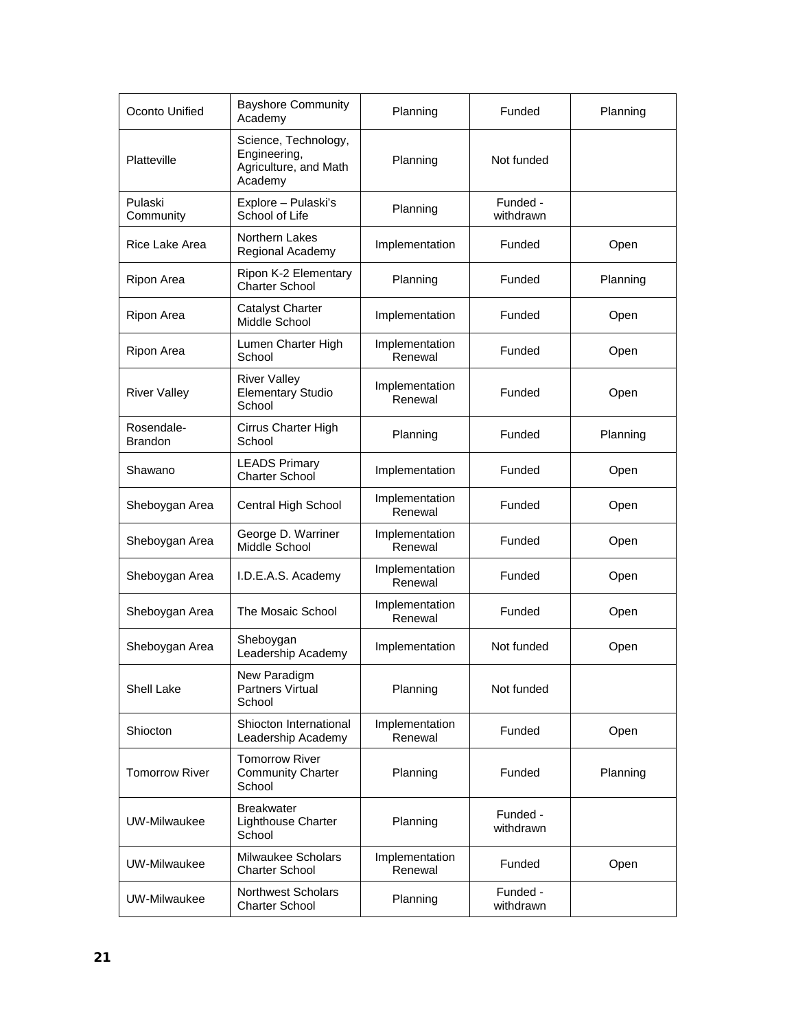| Oconto Unified | Bayshore Community Academy | Planning | Funded | Planning |
|---|---|---|---|---|
| Platteville | Science, Technology, Engineering, Agriculture, and Math Academy | Planning | Not funded | |
| Pulaski Community | Explore – Pulaski's School of Life | Planning | Funded - withdrawn | |
| Rice Lake Area | Northern Lakes Regional Academy | Implementation | Funded | Open |
| Ripon Area | Ripon K-2 Elementary Charter School | Planning | Funded | Planning |
| Ripon Area | Catalyst Charter Middle School | Implementation | Funded | Open |
| Ripon Area | Lumen Charter High School | Implementation Renewal | Funded | Open |
| River Valley | River Valley Elementary Studio School | Implementation Renewal | Funded | Open |
| Rosendale-Brandon | Cirrus Charter High School | Planning | Funded | Planning |
| Shawano | LEADS Primary Charter School | Implementation | Funded | Open |
| Sheboygan Area | Central High School | Implementation Renewal | Funded | Open |
| Sheboygan Area | George D. Warriner Middle School | Implementation Renewal | Funded | Open |
| Sheboygan Area | I.D.E.A.S. Academy | Implementation Renewal | Funded | Open |
| Sheboygan Area | The Mosaic School | Implementation Renewal | Funded | Open |
| Sheboygan Area | Sheboygan Leadership Academy | Implementation | Not funded | Open |
| Shell Lake | New Paradigm Partners Virtual School | Planning | Not funded | |
| Shiocton | Shiocton International Leadership Academy | Implementation Renewal | Funded | Open |
| Tomorrow River | Tomorrow River Community Charter School | Planning | Funded | Planning |
| UW-Milwaukee | Breakwater Lighthouse Charter School | Planning | Funded - withdrawn | |
| UW-Milwaukee | Milwaukee Scholars Charter School | Implementation Renewal | Funded | Open |
| UW-Milwaukee | Northwest Scholars Charter School | Planning | Funded - withdrawn | |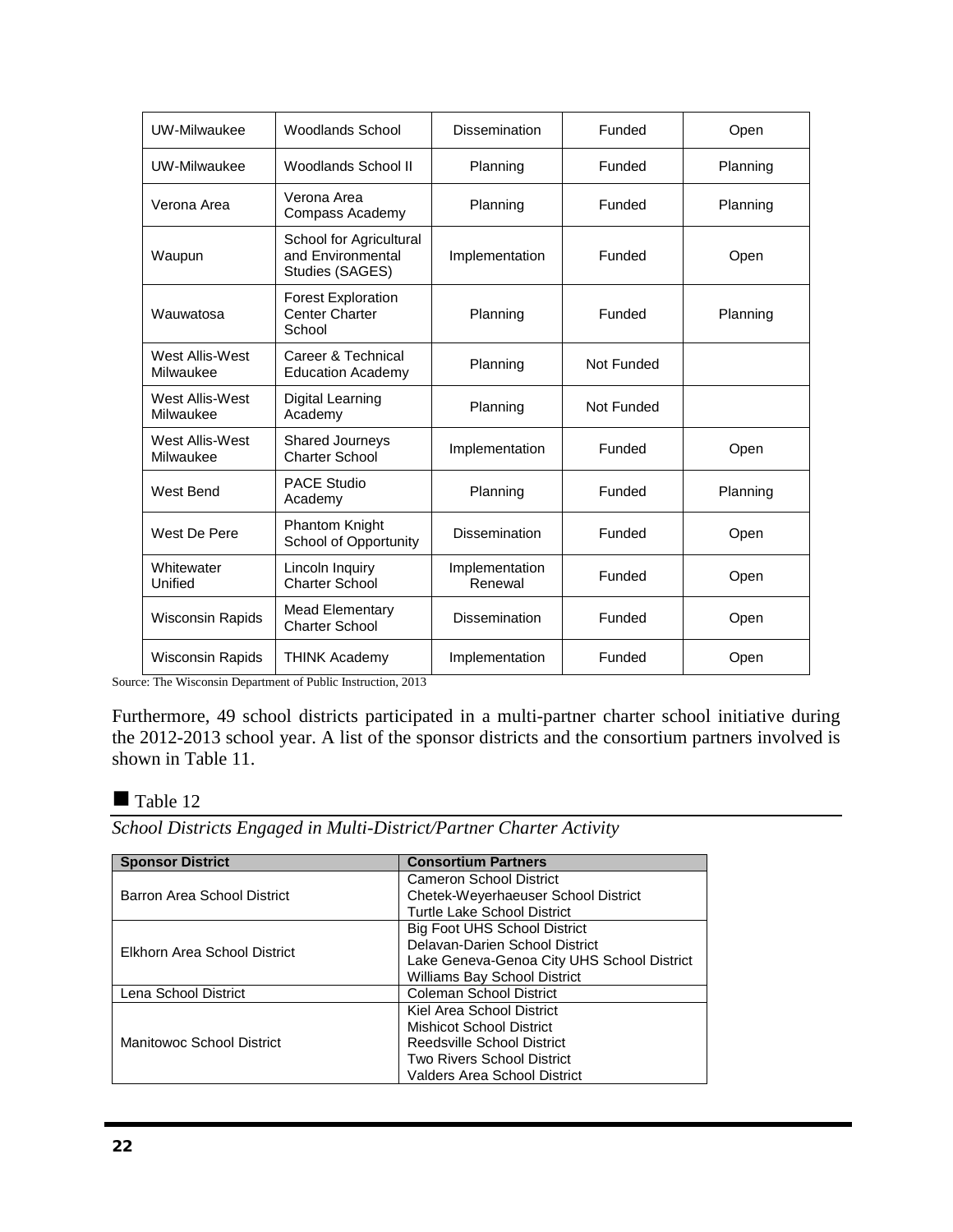| UW-Milwaukee | Woodlands School | Dissemination | Funded | Open |
|---|---|---|---|---|
| UW-Milwaukee | Woodlands School II | Planning | Funded | Planning |
| Verona Area | Verona Area Compass Academy | Planning | Funded | Planning |
| Waupun | School for Agricultural and Environmental Studies (SAGES) | Implementation | Funded | Open |
| Wauwatosa | Forest Exploration Center Charter School | Planning | Funded | Planning |
| West Allis-West Milwaukee | Career & Technical Education Academy | Planning | Not Funded | |
| West Allis-West Milwaukee | Digital Learning Academy | Planning | Not Funded | |
| West Allis-West Milwaukee | Shared Journeys Charter School | Implementation | Funded | Open |
| West Bend | PACE Studio Academy | Planning | Funded | Planning |
| West De Pere | Phantom Knight School of Opportunity | Dissemination | Funded | Open |
| Whitewater Unified | Lincoln Inquiry Charter School | Implementation Renewal | Funded | Open |
| Wisconsin Rapids | Mead Elementary Charter School | Dissemination | Funded | Open |
| Wisconsin Rapids | THINK Academy | Implementation | Funded | Open |

Source: The Wisconsin Department of Public Instruction, 2013

Furthermore, 49 school districts participated in a multi-partner charter school initiative during the 2012-2013 school year. A list of the sponsor districts and the consortium partners involved is shown in Table 11.

■ Table 12

*School Districts Engaged in Multi-District/Partner Charter Activity*

| Sponsor District | Consortium Partners |
|---|---|
| Barron Area School District | Cameron School District<br>Chetek-Weyerhaeuser School District<br>Turtle Lake School District |
| Elkhorn Area School District | Big Foot UHS School District<br>Delavan-Darien School District<br>Lake Geneva-Genoa City UHS School District<br>Williams Bay School District |
| Lena School District | Coleman School District |
| Manitowoc School District | Kiel Area School District<br>Mishicot School District<br>Reedsville School District<br>Two Rivers School District<br>Valders Area School District |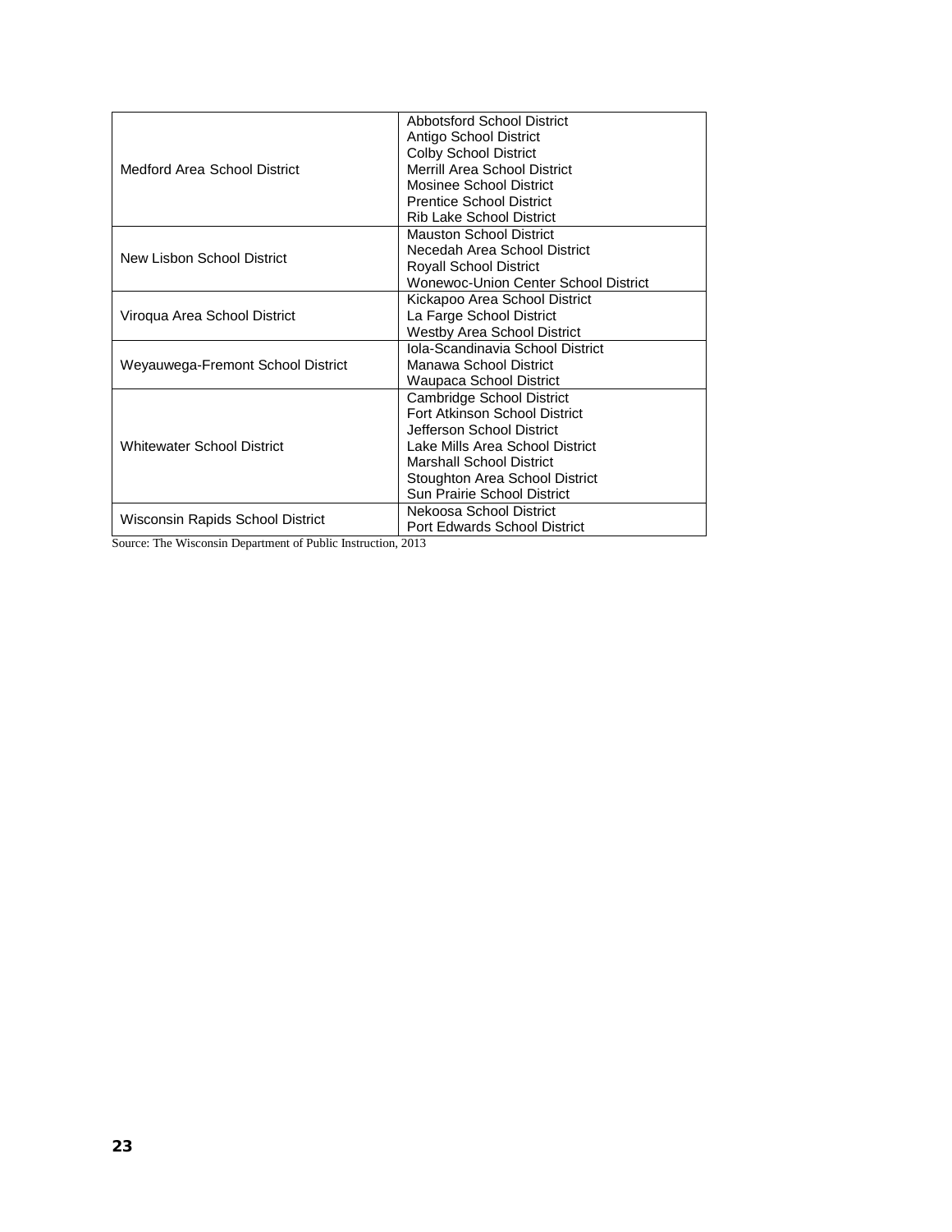| | |
|---|---|
| Medford Area School District | Abbotsford School District<br>Antigo School District<br>Colby School District<br>Merrill Area School District<br>Mosinee School District<br>Prentice School District<br>Rib Lake School District |
| New Lisbon School District | Mauston School District<br>Necedah Area School District<br>Royall School District<br>Wonewoc-Union Center School District |
| Viroqua Area School District | Kickapoo Area School District<br>La Farge School District<br>Westby Area School District |
| Weyauwega-Fremont School District | Iola-Scandinavia School District<br>Manawa School District<br>Waupaca School District |
| Whitewater School District | Cambridge School District<br>Fort Atkinson School District<br>Jefferson School District<br>Lake Mills Area School District<br>Marshall School District<br>Stoughton Area School District<br>Sun Prairie School District |
| Wisconsin Rapids School District | Nekoosa School District<br>Port Edwards School District |

Source: The Wisconsin Department of Public Instruction, 2013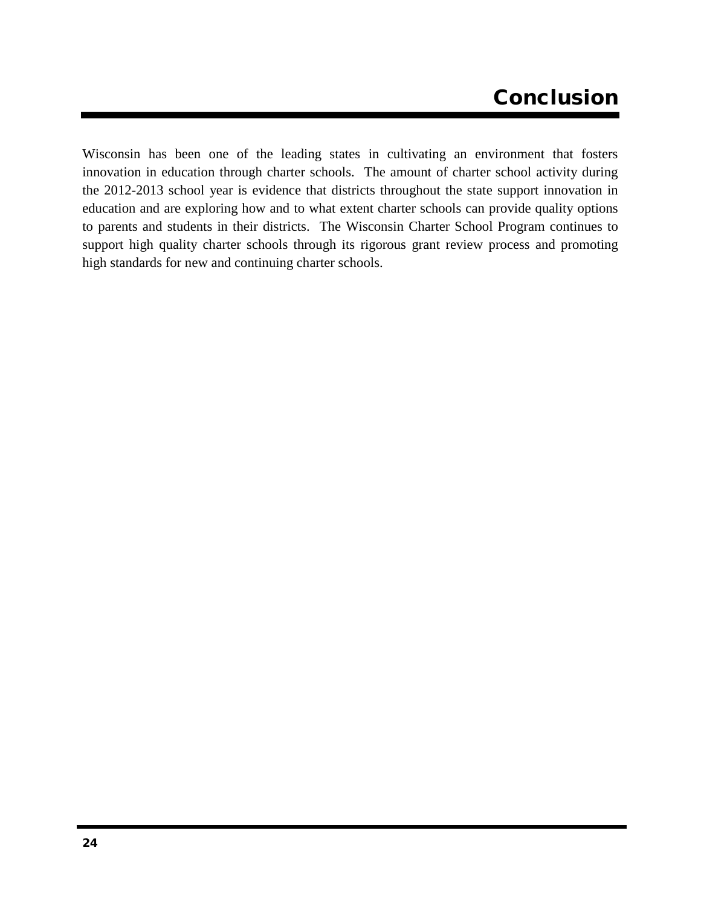# Conclusion

Wisconsin has been one of the leading states in cultivating an environment that fosters innovation in education through charter schools. The amount of charter school activity during the 2012-2013 school year is evidence that districts throughout the state support innovation in education and are exploring how and to what extent charter schools can provide quality options to parents and students in their districts. The Wisconsin Charter School Program continues to support high quality charter schools through its rigorous grant review process and promoting high standards for new and continuing charter schools.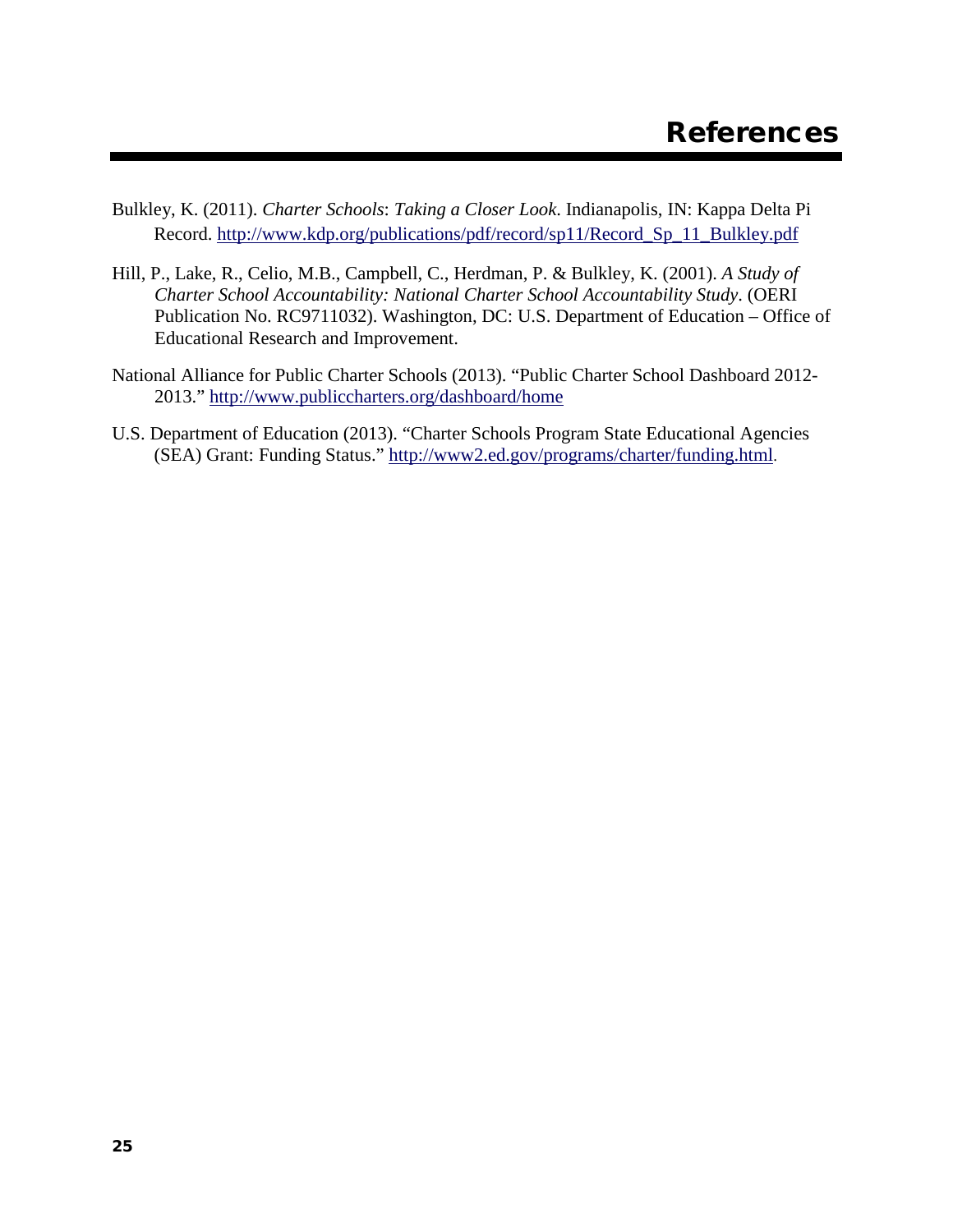# References

Bulkley, K. (2011). *Charter Schools*: *Taking a Closer Look*. Indianapolis, IN: Kappa Delta Pi Record. http://www.kdp.org/publications/pdf/record/sp11/Record_Sp_11_Bulkley.pdf

Hill, P., Lake, R., Celio, M.B., Campbell, C., Herdman, P. & Bulkley, K. (2001). *A Study of Charter School Accountability: National Charter School Accountability Study*. (OERI Publication No. RC9711032). Washington, DC: U.S. Department of Education – Office of Educational Research and Improvement.

National Alliance for Public Charter Schools (2013). "Public Charter School Dashboard 2012-2013." http://www.publiccharters.org/dashboard/home

U.S. Department of Education (2013). "Charter Schools Program State Educational Agencies (SEA) Grant: Funding Status." http://www2.ed.gov/programs/charter/funding.html.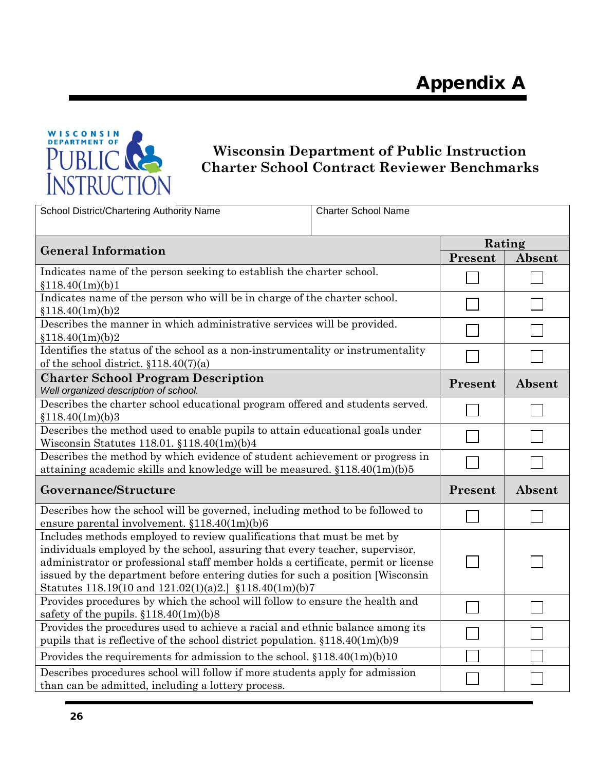# Appendix A

**Wisconsin Department of Public Instruction**
**Charter School Contract Reviewer Benchmarks**

| School District/Chartering Authority Name | Charter School Name |
|---|---|
| | |

| General Information | Rating | |
|---|---|---|
| | Present | Absent |
| Indicates name of the person seeking to establish the charter school. §118.40(1m)(b)1 | ☐ | ☐ |
| Indicates name of the person who will be in charge of the charter school. §118.40(1m)(b)2 | ☐ | ☐ |
| Describes the manner in which administrative services will be provided. §118.40(1m)(b)2 | ☐ | ☐ |
| Identifies the status of the school as a non-instrumentality or instrumentality of the school district. §118.40(7)(a) | ☐ | ☐ |
| **Charter School Program Description** *Well organized description of school.* | **Present** | **Absent** |
| Describes the charter school educational program offered and students served. §118.40(1m)(b)3 | ☐ | ☐ |
| Describes the method used to enable pupils to attain educational goals under Wisconsin Statutes 118.01. §118.40(1m)(b)4 | ☐ | ☐ |
| Describes the method by which evidence of student achievement or progress in attaining academic skills and knowledge will be measured. §118.40(1m)(b)5 | ☐ | ☐ |
| **Governance/Structure** | **Present** | **Absent** |
| Describes how the school will be governed, including method to be followed to ensure parental involvement. §118.40(1m)(b)6 | ☐ | ☐ |
| Includes methods employed to review qualifications that must be met by individuals employed by the school, assuring that every teacher, supervisor, administrator or professional staff member holds a certificate, permit or license issued by the department before entering duties for such a position [Wisconsin Statutes 118.19(10 and 121.02(1)(a)2.] §118.40(1m)(b)7 | ☐ | ☐ |
| Provides procedures by which the school will follow to ensure the health and safety of the pupils. §118.40(1m)(b)8 | ☐ | ☐ |
| Provides the procedures used to achieve a racial and ethnic balance among its pupils that is reflective of the school district population. §118.40(1m)(b)9 | ☐ | ☐ |
| Provides the requirements for admission to the school. §118.40(1m)(b)10 | ☐ | ☐ |
| Describes procedures school will follow if more students apply for admission than can be admitted, including a lottery process. | ☐ | ☐ |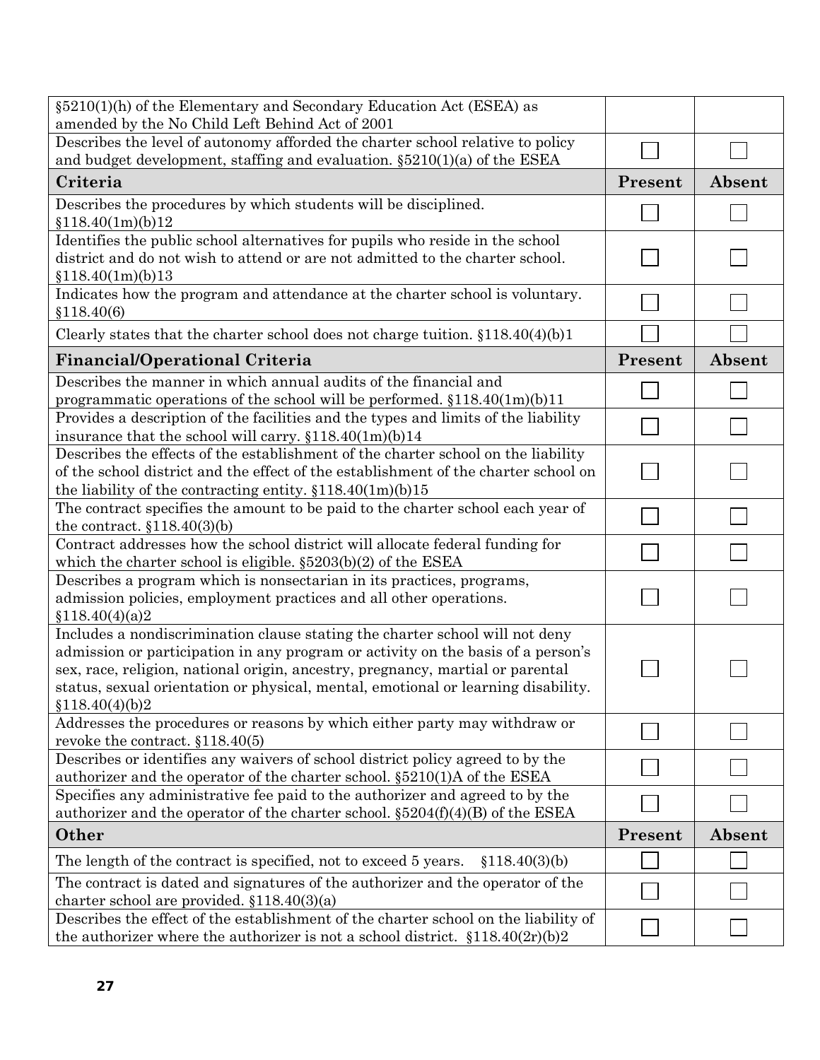| | | |
|---|---|---|
| §5210(1)(h) of the Elementary and Secondary Education Act (ESEA) as amended by the No Child Left Behind Act of 2001 | | |
| Describes the level of autonomy afforded the charter school relative to policy and budget development, staffing and evaluation. §5210(1)(a) of the ESEA | ☐ | ☐ |
| **Criteria** | **Present** | **Absent** |
| Describes the procedures by which students will be disciplined. §118.40(1m)(b)12 | ☐ | ☐ |
| Identifies the public school alternatives for pupils who reside in the school district and do not wish to attend or are not admitted to the charter school. §118.40(1m)(b)13 | ☐ | ☐ |
| Indicates how the program and attendance at the charter school is voluntary. §118.40(6) | ☐ | ☐ |
| Clearly states that the charter school does not charge tuition. §118.40(4)(b)1 | ☐ | ☐ |
| **Financial/Operational Criteria** | **Present** | **Absent** |
| Describes the manner in which annual audits of the financial and programmatic operations of the school will be performed. §118.40(1m)(b)11 | ☐ | ☐ |
| Provides a description of the facilities and the types and limits of the liability insurance that the school will carry. §118.40(1m)(b)14 | ☐ | ☐ |
| Describes the effects of the establishment of the charter school on the liability of the school district and the effect of the establishment of the charter school on the liability of the contracting entity. §118.40(1m)(b)15 | ☐ | ☐ |
| The contract specifies the amount to be paid to the charter school each year of the contract. §118.40(3)(b) | ☐ | ☐ |
| Contract addresses how the school district will allocate federal funding for which the charter school is eligible. §5203(b)(2) of the ESEA | ☐ | ☐ |
| Describes a program which is nonsectarian in its practices, programs, admission policies, employment practices and all other operations. §118.40(4)(a)2 | ☐ | ☐ |
| Includes a nondiscrimination clause stating the charter school will not deny admission or participation in any program or activity on the basis of a person's sex, race, religion, national origin, ancestry, pregnancy, martial or parental status, sexual orientation or physical, mental, emotional or learning disability. §118.40(4)(b)2 | ☐ | ☐ |
| Addresses the procedures or reasons by which either party may withdraw or revoke the contract. §118.40(5) | ☐ | ☐ |
| Describes or identifies any waivers of school district policy agreed to by the authorizer and the operator of the charter school. §5210(1)A of the ESEA | ☐ | ☐ |
| Specifies any administrative fee paid to the authorizer and agreed to by the authorizer and the operator of the charter school. §5204(f)(4)(B) of the ESEA | ☐ | ☐ |
| **Other** | **Present** | **Absent** |
| The length of the contract is specified, not to exceed 5 years. §118.40(3)(b) | ☐ | ☐ |
| The contract is dated and signatures of the authorizer and the operator of the charter school are provided. §118.40(3)(a) | ☐ | ☐ |
| Describes the effect of the establishment of the charter school on the liability of the authorizer where the authorizer is not a school district. §118.40(2r)(b)2 | ☐ | ☐ |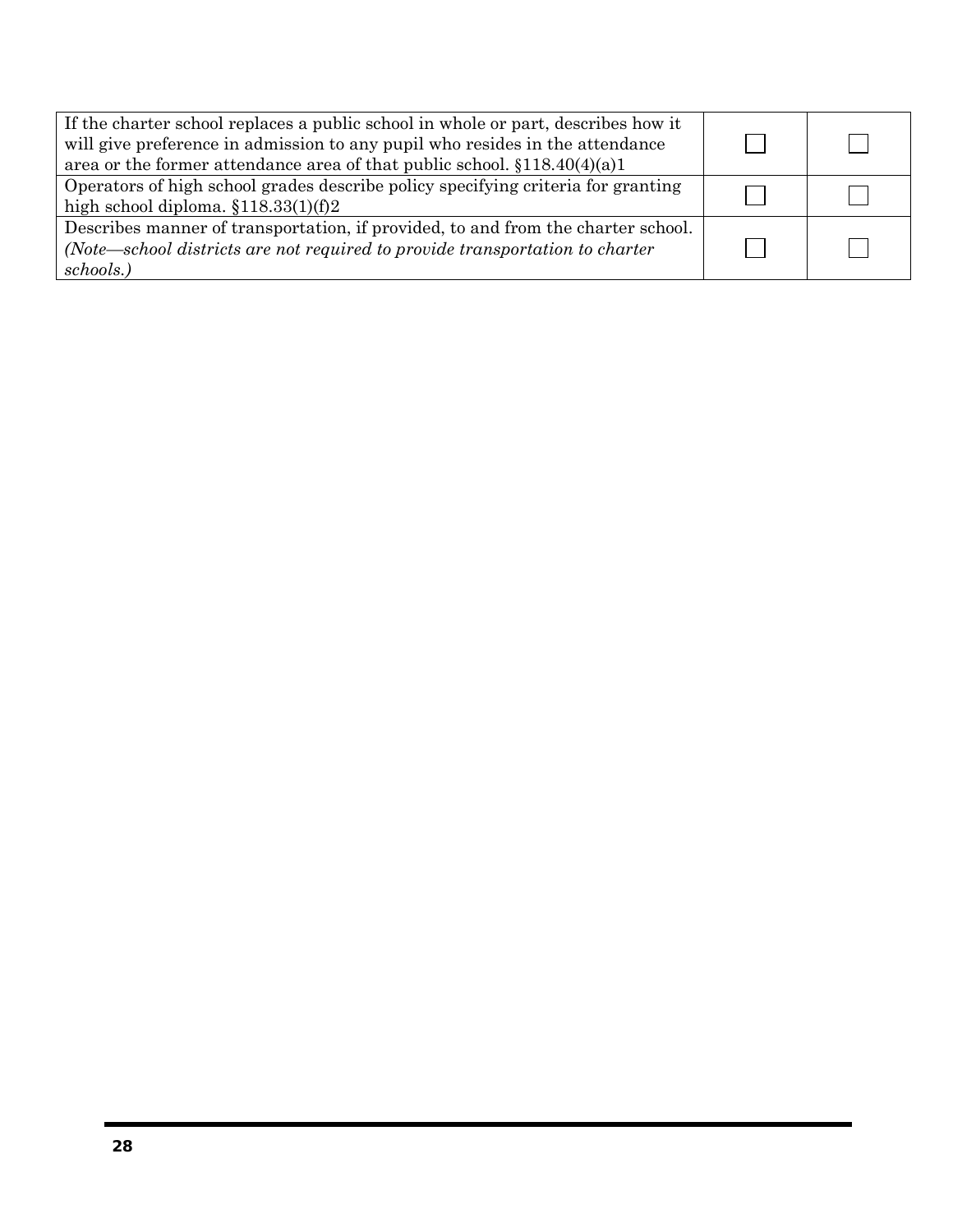| | | |
|---|---|---|
| If the charter school replaces a public school in whole or part, describes how it will give preference in admission to any pupil who resides in the attendance area or the former attendance area of that public school. §118.40(4)(a)1 | ☐ | ☐ |
| Operators of high school grades describe policy specifying criteria for granting high school diploma. §118.33(1)(f)2 | ☐ | ☐ |
| Describes manner of transportation, if provided, to and from the charter school. *(Note—school districts are not required to provide transportation to charter schools.)* | ☐ | ☐ |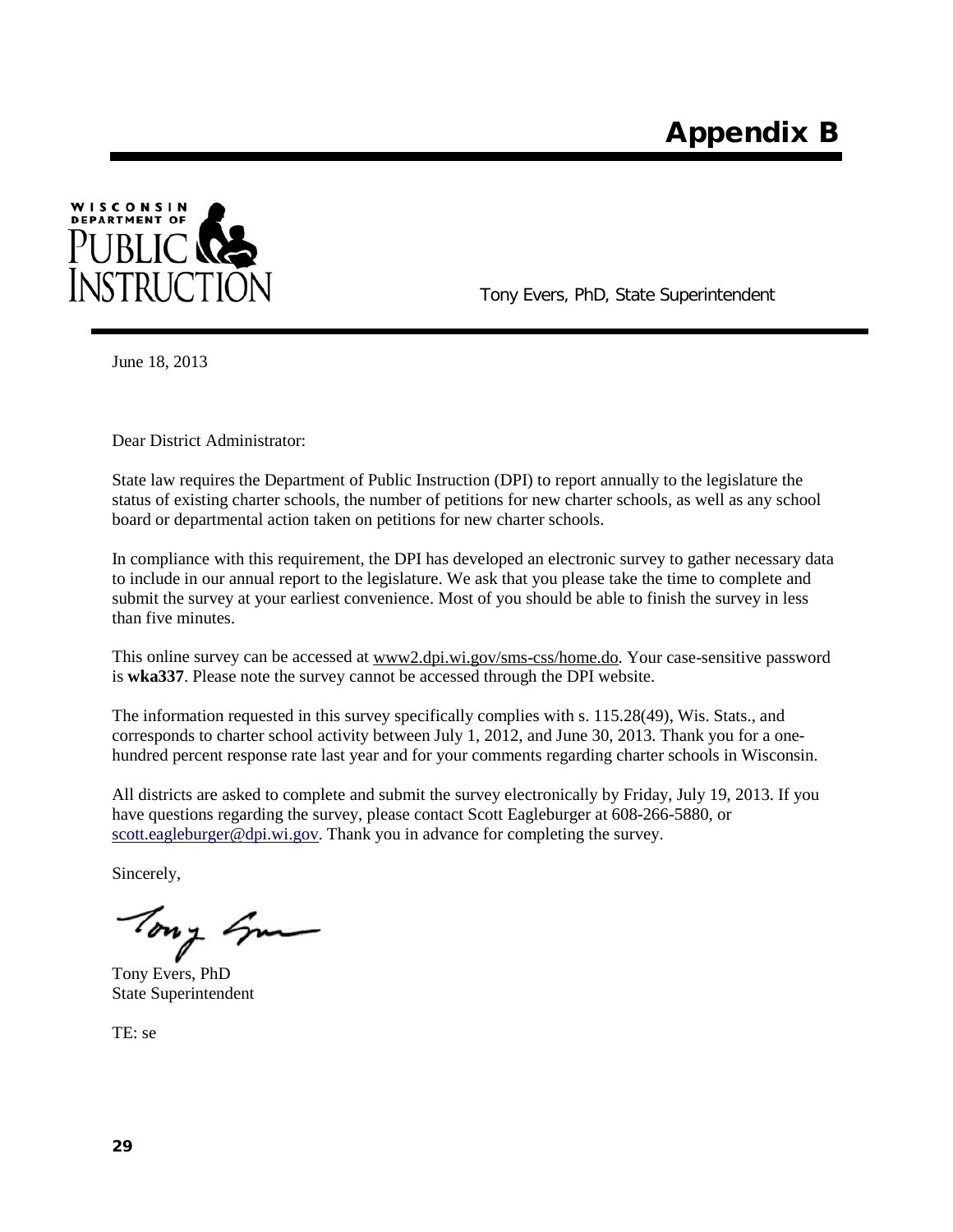# Appendix B

WISCONSIN DEPARTMENT OF PUBLIC INSTRUCTION

Tony Evers, PhD, State Superintendent

June 18, 2013

Dear District Administrator:

State law requires the Department of Public Instruction (DPI) to report annually to the legislature the status of existing charter schools, the number of petitions for new charter schools, as well as any school board or departmental action taken on petitions for new charter schools.

In compliance with this requirement, the DPI has developed an electronic survey to gather necessary data to include in our annual report to the legislature. We ask that you please take the time to complete and submit the survey at your earliest convenience. Most of you should be able to finish the survey in less than five minutes.

This online survey can be accessed at www2.dpi.wi.gov/sms-css/home.do. Your case-sensitive password is **wka337**. Please note the survey cannot be accessed through the DPI website.

The information requested in this survey specifically complies with s. 115.28(49), Wis. Stats., and corresponds to charter school activity between July 1, 2012, and June 30, 2013. Thank you for a one-hundred percent response rate last year and for your comments regarding charter schools in Wisconsin.

All districts are asked to complete and submit the survey electronically by Friday, July 19, 2013. If you have questions regarding the survey, please contact Scott Eagleburger at 608-266-5880, or scott.eagleburger@dpi.wi.gov. Thank you in advance for completing the survey.

Sincerely,

Tony Evers, PhD
State Superintendent

TE: se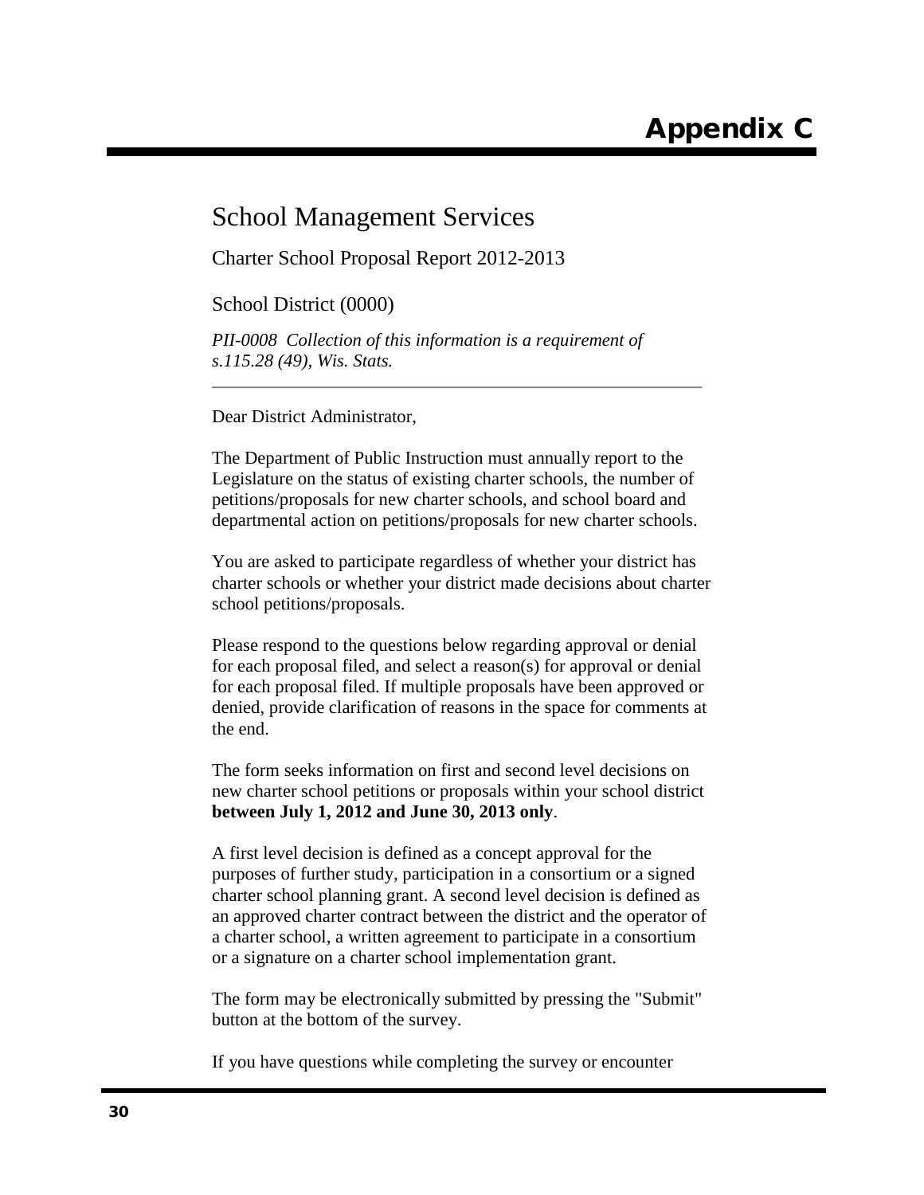# Appendix C

## School Management Services

Charter School Proposal Report 2012-2013

School District (0000)

*PII-0008 Collection of this information is a requirement of s.115.28 (49), Wis. Stats.*

---

Dear District Administrator,

The Department of Public Instruction must annually report to the Legislature on the status of existing charter schools, the number of petitions/proposals for new charter schools, and school board and departmental action on petitions/proposals for new charter schools.

You are asked to participate regardless of whether your district has charter schools or whether your district made decisions about charter school petitions/proposals.

Please respond to the questions below regarding approval or denial for each proposal filed, and select a reason(s) for approval or denial for each proposal filed. If multiple proposals have been approved or denied, provide clarification of reasons in the space for comments at the end.

The form seeks information on first and second level decisions on new charter school petitions or proposals within your school district **between July 1, 2012 and June 30, 2013 only**.

A first level decision is defined as a concept approval for the purposes of further study, participation in a consortium or a signed charter school planning grant. A second level decision is defined as an approved charter contract between the district and the operator of a charter school, a written agreement to participate in a consortium or a signature on a charter school implementation grant.

The form may be electronically submitted by pressing the "Submit" button at the bottom of the survey.

If you have questions while completing the survey or encounter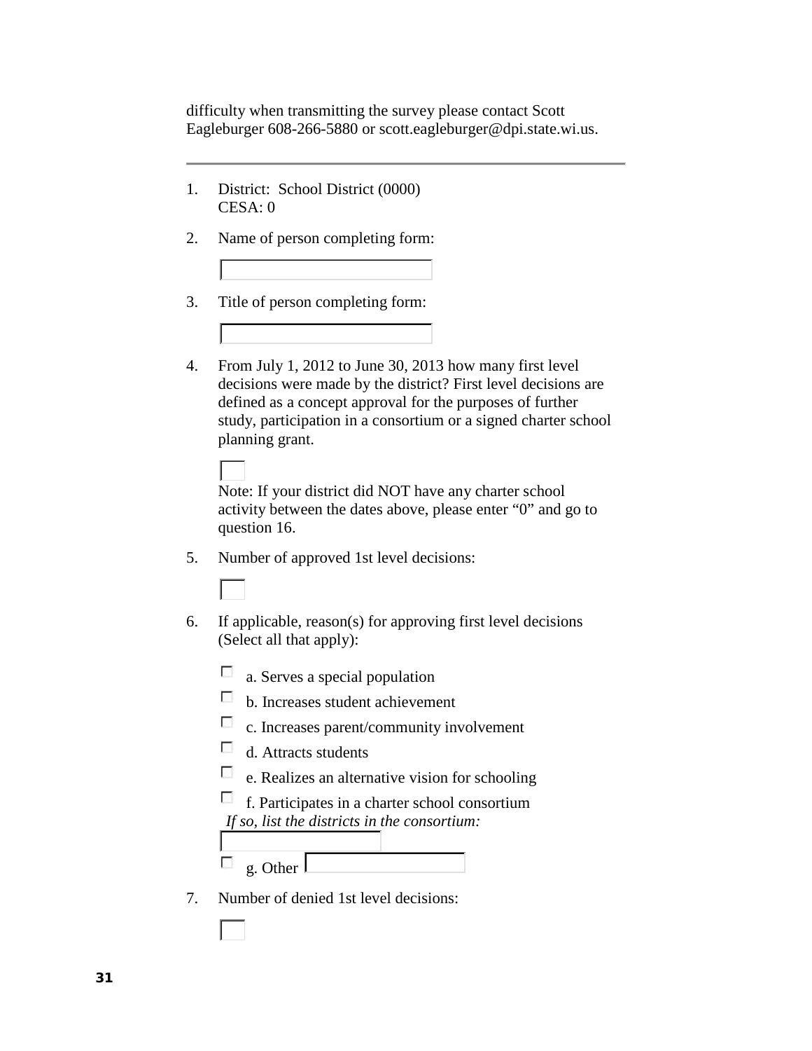difficulty when transmitting the survey please contact Scott Eagleburger 608-266-5880 or scott.eagleburger@dpi.state.wi.us.

---

1. District: School District (0000)
   CESA: 0

2. Name of person completing form:

   [ ]

3. Title of person completing form:

   [ ]

4. From July 1, 2012 to June 30, 2013 how many first level decisions were made by the district? First level decisions are defined as a concept approval for the purposes of further study, participation in a consortium or a signed charter school planning grant.

   [ ]

   Note: If your district did NOT have any charter school activity between the dates above, please enter "0" and go to question 16.

5. Number of approved 1st level decisions:

   [ ]

6. If applicable, reason(s) for approving first level decisions (Select all that apply):

   - ☐ a. Serves a special population
   - ☐ b. Increases student achievement
   - ☐ c. Increases parent/community involvement
   - ☐ d. Attracts students
   - ☐ e. Realizes an alternative vision for schooling
   - ☐ f. Participates in a charter school consortium

     *If so, list the districts in the consortium:*

     [ ]
   - ☐ g. Other [ ]

7. Number of denied 1st level decisions:

   [ ]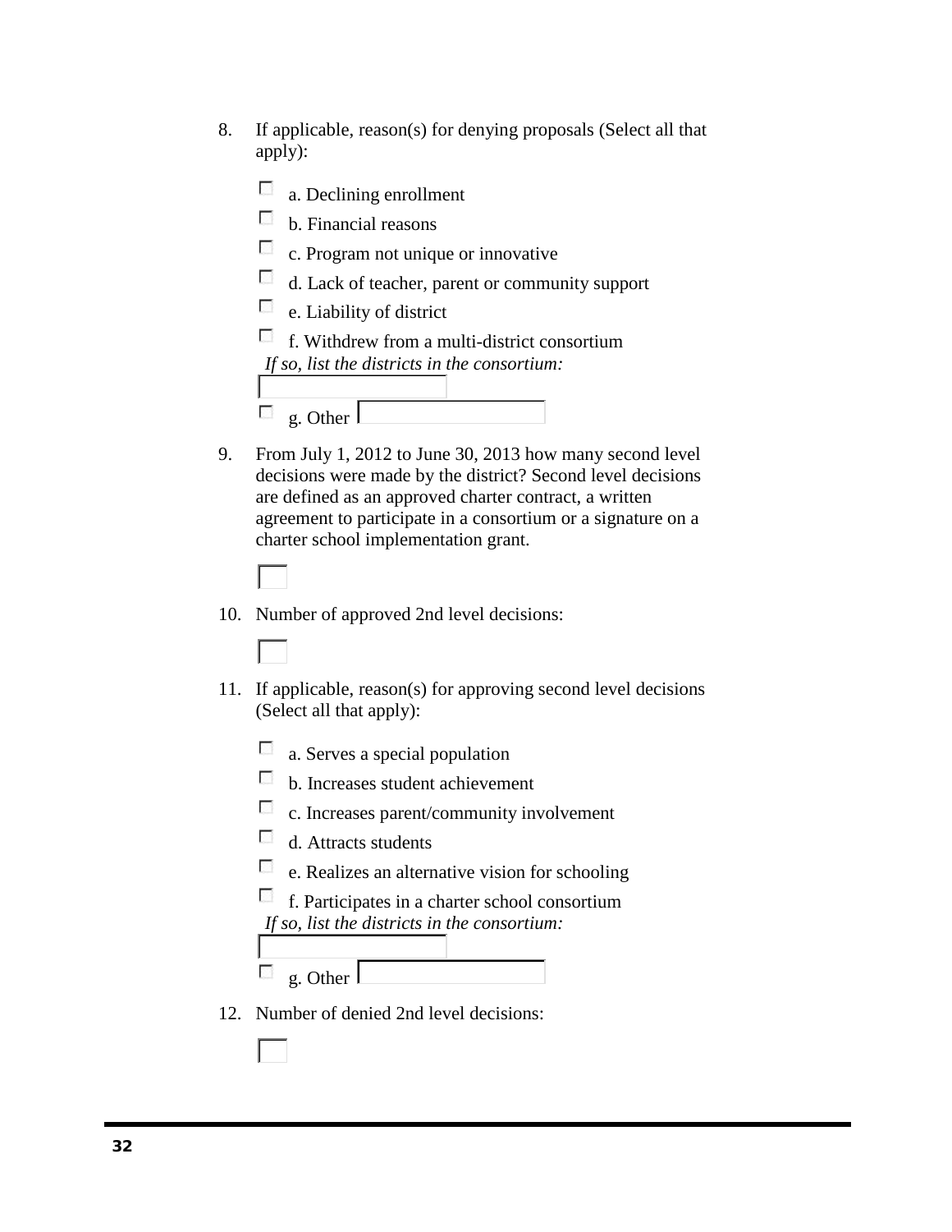8. If applicable, reason(s) for denying proposals (Select all that apply):

   - ☐ a. Declining enrollment
   - ☐ b. Financial reasons
   - ☐ c. Program not unique or innovative
   - ☐ d. Lack of teacher, parent or community support
   - ☐ e. Liability of district
   - ☐ f. Withdrew from a multi-district consortium

     *If so, list the districts in the consortium:* ________

   - ☐ g. Other ________

9. From July 1, 2012 to June 30, 2013 how many second level decisions were made by the district? Second level decisions are defined as an approved charter contract, a written agreement to participate in a consortium or a signature on a charter school implementation grant.

   ________

10. Number of approved 2nd level decisions:

    ________

11. If applicable, reason(s) for approving second level decisions (Select all that apply):

    - ☐ a. Serves a special population
    - ☐ b. Increases student achievement
    - ☐ c. Increases parent/community involvement
    - ☐ d. Attracts students
    - ☐ e. Realizes an alternative vision for schooling
    - ☐ f. Participates in a charter school consortium

      *If so, list the districts in the consortium:* ________

    - ☐ g. Other ________

12. Number of denied 2nd level decisions:

    ________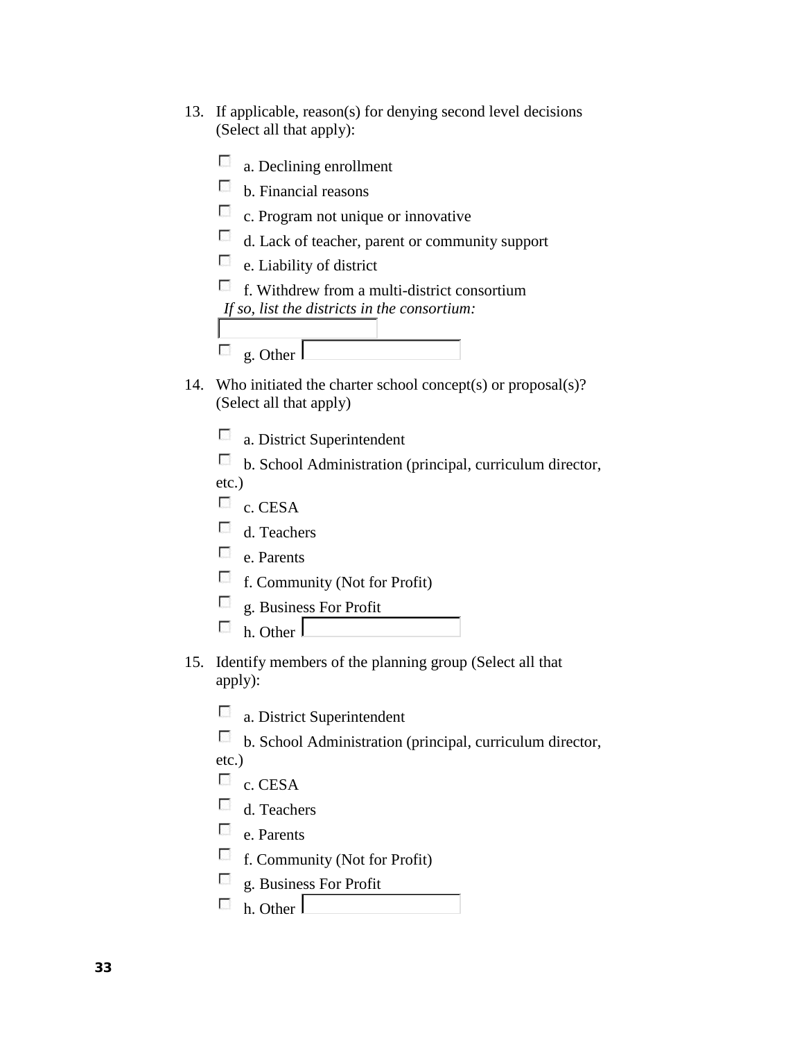13. If applicable, reason(s) for denying second level decisions (Select all that apply):

    - ☐ a. Declining enrollment
    - ☐ b. Financial reasons
    - ☐ c. Program not unique or innovative
    - ☐ d. Lack of teacher, parent or community support
    - ☐ e. Liability of district
    - ☐ f. Withdrew from a multi-district consortium

      *If so, list the districts in the consortium:* ________
    - ☐ g. Other ________

14. Who initiated the charter school concept(s) or proposal(s)? (Select all that apply)

    - ☐ a. District Superintendent
    - ☐ b. School Administration (principal, curriculum director, etc.)
    - ☐ c. CESA
    - ☐ d. Teachers
    - ☐ e. Parents
    - ☐ f. Community (Not for Profit)
    - ☐ g. Business For Profit
    - ☐ h. Other ________

15. Identify members of the planning group (Select all that apply):

    - ☐ a. District Superintendent
    - ☐ b. School Administration (principal, curriculum director, etc.)
    - ☐ c. CESA
    - ☐ d. Teachers
    - ☐ e. Parents
    - ☐ f. Community (Not for Profit)
    - ☐ g. Business For Profit
    - ☐ h. Other ________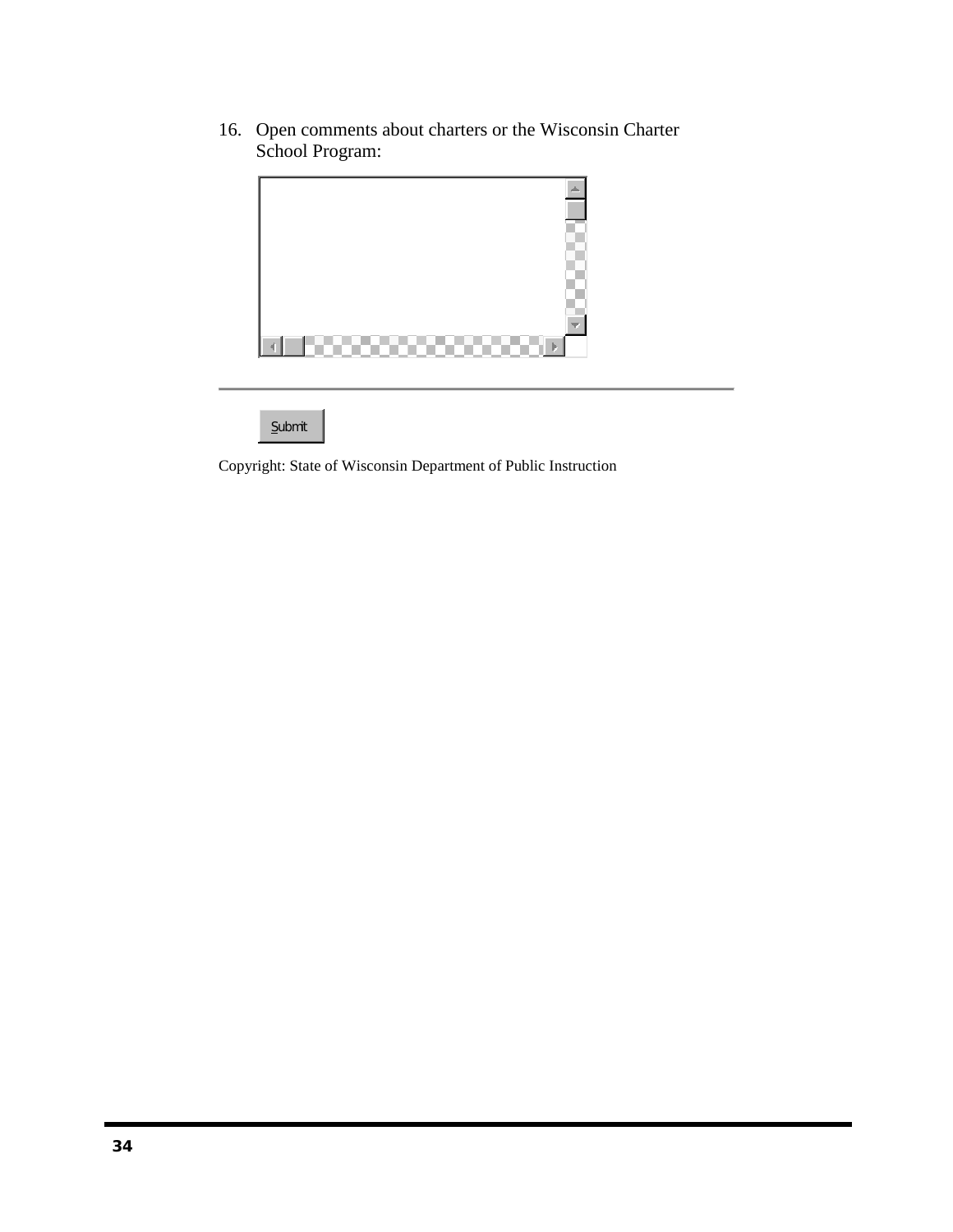16. Open comments about charters or the Wisconsin Charter School Program:

---

Submit

Copyright: State of Wisconsin Department of Public Instruction